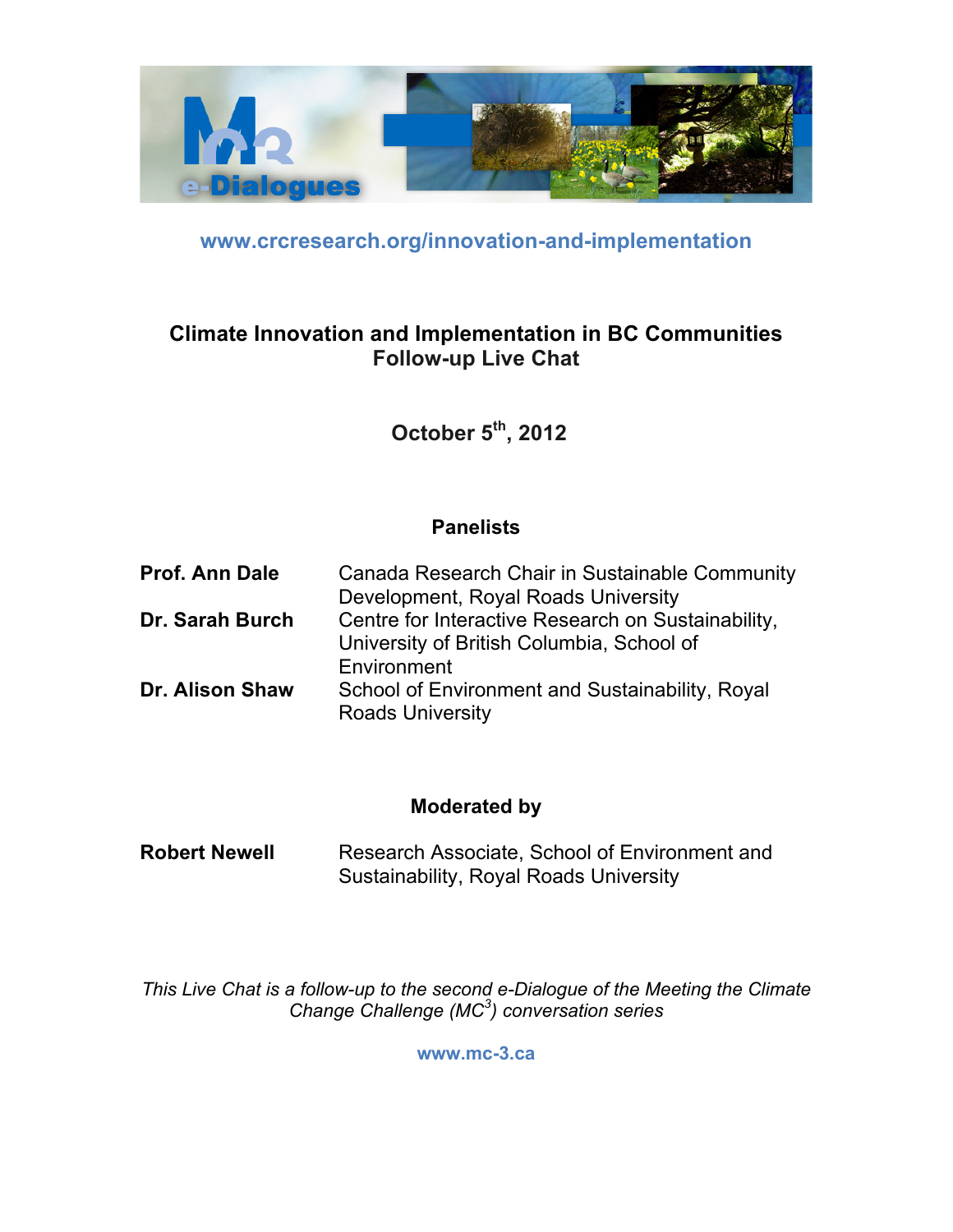www.crcresearch.org/innovation-and-implementation

# Climate Innovation and Implementation in BC Communities
## Follow-up Live Chat

**October 5th, 2012**

### Panelists

| | |
|---|---|
| **Prof. Ann Dale** | Canada Research Chair in Sustainable Community Development, Royal Roads University |
| **Dr. Sarah Burch** | Centre for Interactive Research on Sustainability, University of British Columbia, School of Environment |
| **Dr. Alison Shaw** | School of Environment and Sustainability, Royal Roads University |

### Moderated by

| | |
|---|---|
| **Robert Newell** | Research Associate, School of Environment and Sustainability, Royal Roads University |

*This Live Chat is a follow-up to the second e-Dialogue of the Meeting the Climate Change Challenge (MC[3]) conversation series*

www.mc-3.ca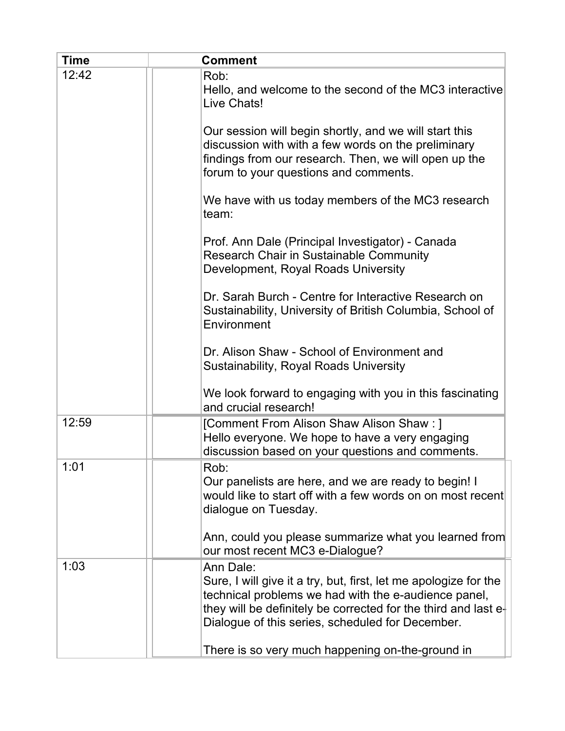| Time | Comment |
| --- | --- |
| 12:42 | Rob:<br>Hello, and welcome to the second of the MC3 interactive Live Chats!<br><br>Our session will begin shortly, and we will start this discussion with with a few words on the preliminary findings from our research. Then, we will open up the forum to your questions and comments.<br><br>We have with us today members of the MC3 research team:<br><br>Prof. Ann Dale (Principal Investigator) - Canada Research Chair in Sustainable Community Development, Royal Roads University<br><br>Dr. Sarah Burch - Centre for Interactive Research on Sustainability, University of British Columbia, School of Environment<br><br>Dr. Alison Shaw - School of Environment and Sustainability, Royal Roads University<br><br>We look forward to engaging with you in this fascinating and crucial research! |
| 12:59 | [Comment From Alison Shaw Alison Shaw : ]<br>Hello everyone. We hope to have a very engaging discussion based on your questions and comments. |
| 1:01 | Rob:<br>Our panelists are here, and we are ready to begin! I would like to start off with a few words on on most recent dialogue on Tuesday.<br><br>Ann, could you please summarize what you learned from our most recent MC3 e-Dialogue? |
| 1:03 | Ann Dale:<br>Sure, I will give it a try, but, first, let me apologize for the technical problems we had with the e-audience panel, they will be definitely be corrected for the third and last e-Dialogue of this series, scheduled for December.<br><br>There is so very much happening on-the-ground in |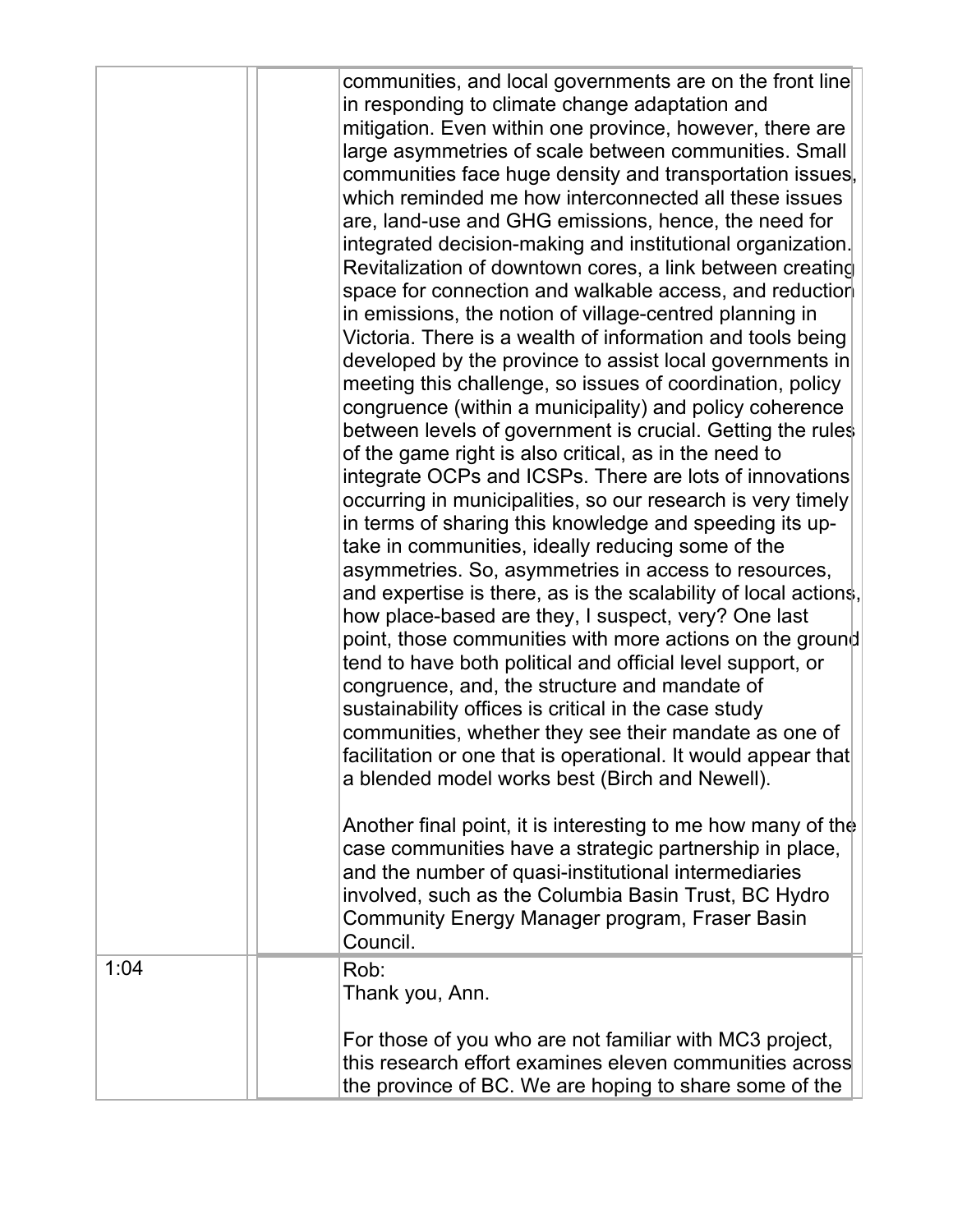| | | |
|---|---|---|
| | | communities, and local governments are on the front line in responding to climate change adaptation and mitigation. Even within one province, however, there are large asymmetries of scale between communities. Small communities face huge density and transportation issues, which reminded me how interconnected all these issues are, land-use and GHG emissions, hence, the need for integrated decision-making and institutional organization. Revitalization of downtown cores, a link between creating space for connection and walkable access, and reduction in emissions, the notion of village-centred planning in Victoria. There is a wealth of information and tools being developed by the province to assist local governments in meeting this challenge, so issues of coordination, policy congruence (within a municipality) and policy coherence between levels of government is crucial. Getting the rules of the game right is also critical, as in the need to integrate OCPs and ICSPs. There are lots of innovations occurring in municipalities, so our research is very timely in terms of sharing this knowledge and speeding its up-take in communities, ideally reducing some of the asymmetries. So, asymmetries in access to resources, and expertise is there, as is the scalability of local actions, how place-based are they, I suspect, very? One last point, those communities with more actions on the ground tend to have both political and official level support, or congruence, and, the structure and mandate of sustainability offices is critical in the case study communities, whether they see their mandate as one of facilitation or one that is operational. It would appear that a blended model works best (Birch and Newell).<br><br>Another final point, it is interesting to me how many of the case communities have a strategic partnership in place, and the number of quasi-institutional intermediaries involved, such as the Columbia Basin Trust, BC Hydro Community Energy Manager program, Fraser Basin Council. |
| 1:04 | | Rob:<br>Thank you, Ann.<br><br>For those of you who are not familiar with MC3 project, this research effort examines eleven communities across the province of BC. We are hoping to share some of the |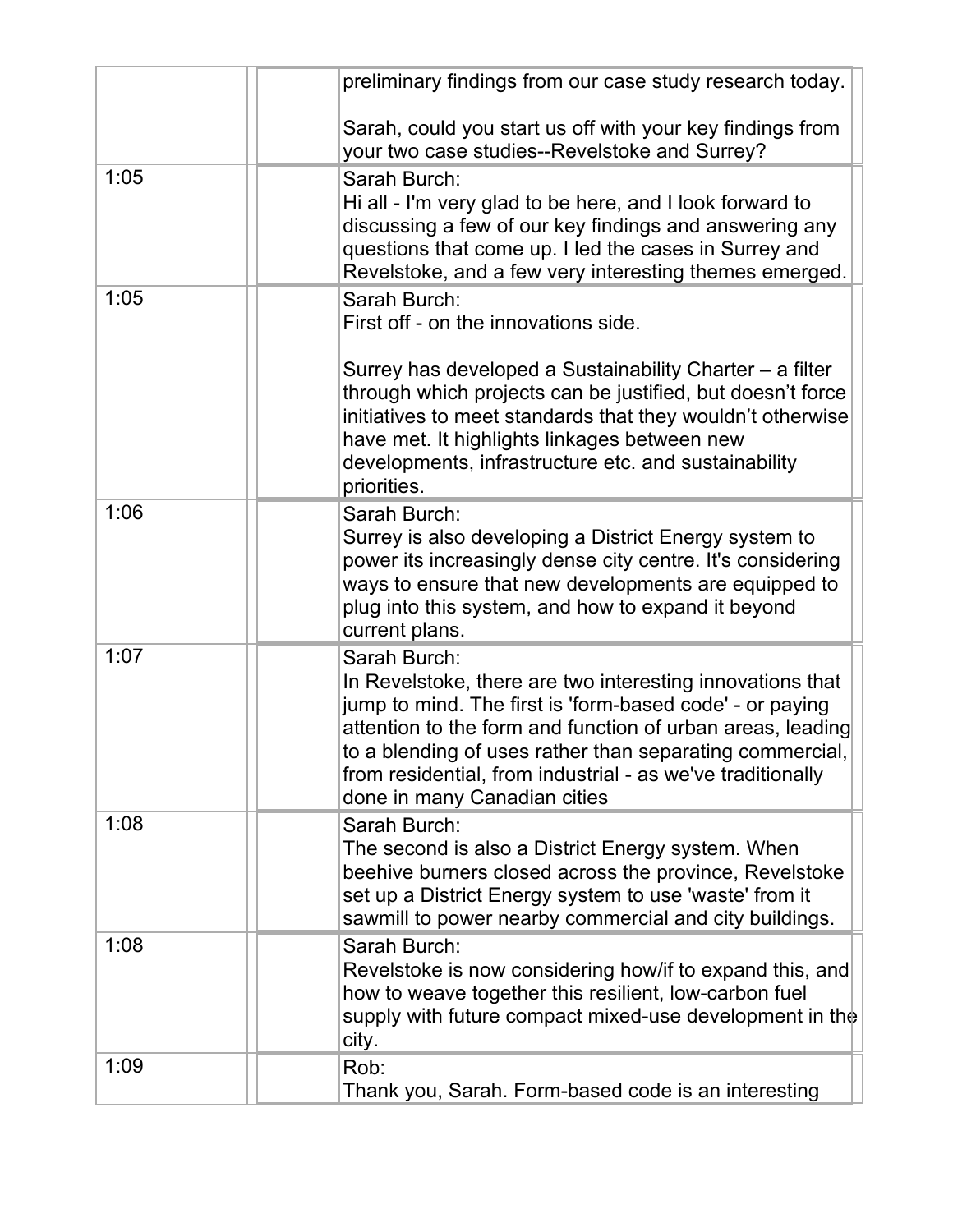| | | | |
|---|---|---|---|
| | | preliminary findings from our case study research today.<br><br>Sarah, could you start us off with your key findings from your two case studies--Revelstoke and Surrey? | |
| 1:05 | | Sarah Burch:<br>Hi all - I'm very glad to be here, and I look forward to discussing a few of our key findings and answering any questions that come up. I led the cases in Surrey and Revelstoke, and a few very interesting themes emerged. | |
| 1:05 | | Sarah Burch:<br>First off - on the innovations side.<br><br>Surrey has developed a Sustainability Charter – a filter through which projects can be justified, but doesn't force initiatives to meet standards that they wouldn't otherwise have met. It highlights linkages between new developments, infrastructure etc. and sustainability priorities. | |
| 1:06 | | Sarah Burch:<br>Surrey is also developing a District Energy system to power its increasingly dense city centre. It's considering ways to ensure that new developments are equipped to plug into this system, and how to expand it beyond current plans. | |
| 1:07 | | Sarah Burch:<br>In Revelstoke, there are two interesting innovations that jump to mind. The first is 'form-based code' - or paying attention to the form and function of urban areas, leading to a blending of uses rather than separating commercial, from residential, from industrial - as we've traditionally done in many Canadian cities | |
| 1:08 | | Sarah Burch:<br>The second is also a District Energy system. When beehive burners closed across the province, Revelstoke set up a District Energy system to use 'waste' from it sawmill to power nearby commercial and city buildings. | |
| 1:08 | | Sarah Burch:<br>Revelstoke is now considering how/if to expand this, and how to weave together this resilient, low-carbon fuel supply with future compact mixed-use development in the city. | |
| 1:09 | | Rob:<br>Thank you, Sarah. Form-based code is an interesting | |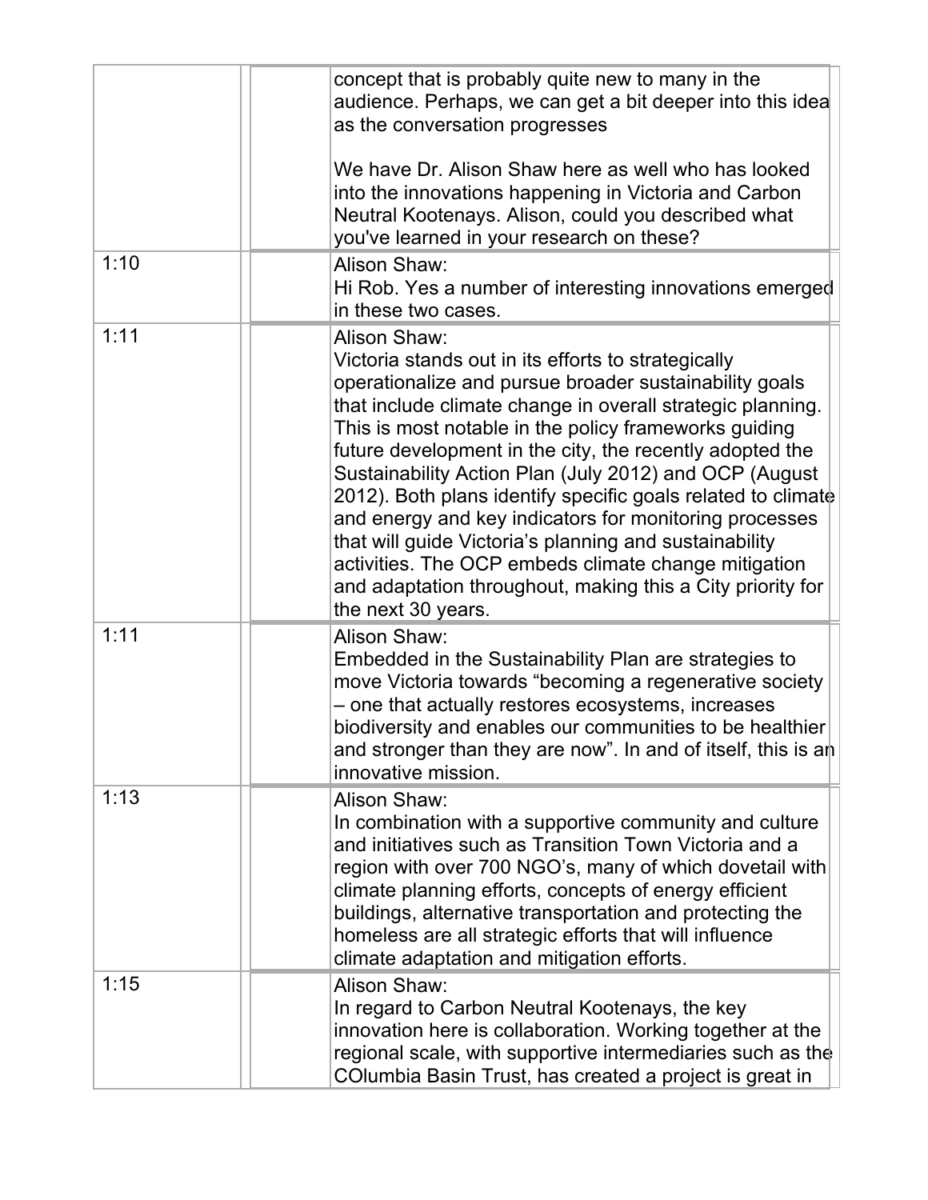| | | |
|---|---|---|
| | | concept that is probably quite new to many in the audience. Perhaps, we can get a bit deeper into this idea as the conversation progresses<br><br>We have Dr. Alison Shaw here as well who has looked into the innovations happening in Victoria and Carbon Neutral Kootenays. Alison, could you described what you've learned in your research on these? |
| 1:10 | | Alison Shaw:<br>Hi Rob. Yes a number of interesting innovations emerged in these two cases. |
| 1:11 | | Alison Shaw:<br>Victoria stands out in its efforts to strategically operationalize and pursue broader sustainability goals that include climate change in overall strategic planning. This is most notable in the policy frameworks guiding future development in the city, the recently adopted the Sustainability Action Plan (July 2012) and OCP (August 2012). Both plans identify specific goals related to climate and energy and key indicators for monitoring processes that will guide Victoria's planning and sustainability activities. The OCP embeds climate change mitigation and adaptation throughout, making this a City priority for the next 30 years. |
| 1:11 | | Alison Shaw:<br>Embedded in the Sustainability Plan are strategies to move Victoria towards "becoming a regenerative society – one that actually restores ecosystems, increases biodiversity and enables our communities to be healthier and stronger than they are now". In and of itself, this is an innovative mission. |
| 1:13 | | Alison Shaw:<br>In combination with a supportive community and culture and initiatives such as Transition Town Victoria and a region with over 700 NGO's, many of which dovetail with climate planning efforts, concepts of energy efficient buildings, alternative transportation and protecting the homeless are all strategic efforts that will influence climate adaptation and mitigation efforts. |
| 1:15 | | Alison Shaw:<br>In regard to Carbon Neutral Kootenays, the key innovation here is collaboration. Working together at the regional scale, with supportive intermediaries such as the COlumbia Basin Trust, has created a project is great in |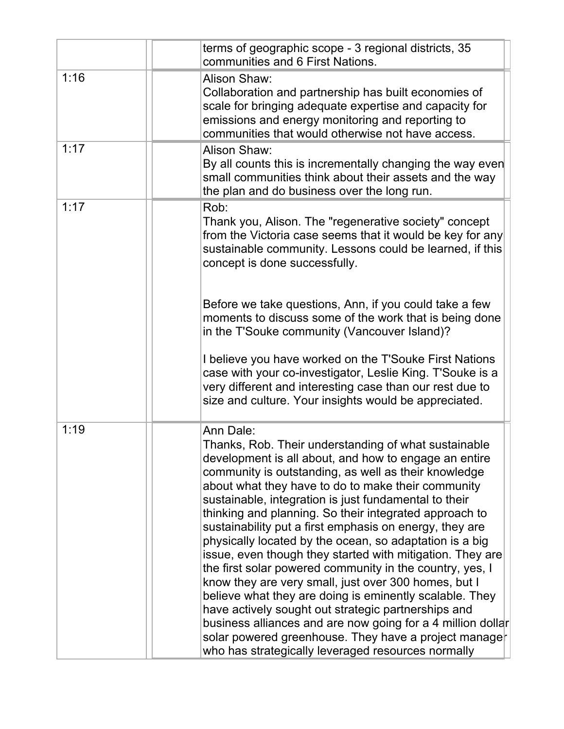| | | |
|---|---|---|
| | | terms of geographic scope - 3 regional districts, 35 communities and 6 First Nations. |
| 1:16 | | Alison Shaw:<br>Collaboration and partnership has built economies of scale for bringing adequate expertise and capacity for emissions and energy monitoring and reporting to communities that would otherwise not have access. |
| 1:17 | | Alison Shaw:<br>By all counts this is incrementally changing the way even small communities think about their assets and the way the plan and do business over the long run. |
| 1:17 | | Rob:<br>Thank you, Alison. The "regenerative society" concept from the Victoria case seems that it would be key for any sustainable community. Lessons could be learned, if this concept is done successfully.<br><br>Before we take questions, Ann, if you could take a few moments to discuss some of the work that is being done in the T'Souke community (Vancouver Island)?<br><br>I believe you have worked on the T'Souke First Nations case with your co-investigator, Leslie King. T'Souke is a very different and interesting case than our rest due to size and culture. Your insights would be appreciated. |
| 1:19 | | Ann Dale:<br>Thanks, Rob. Their understanding of what sustainable development is all about, and how to engage an entire community is outstanding, as well as their knowledge about what they have to do to make their community sustainable, integration is just fundamental to their thinking and planning. So their integrated approach to sustainability put a first emphasis on energy, they are physically located by the ocean, so adaptation is a big issue, even though they started with mitigation. They are the first solar powered community in the country, yes, I know they are very small, just over 300 homes, but I believe what they are doing is eminently scalable. They have actively sought out strategic partnerships and business alliances and are now going for a 4 million dollar solar powered greenhouse. They have a project manager who has strategically leveraged resources normally |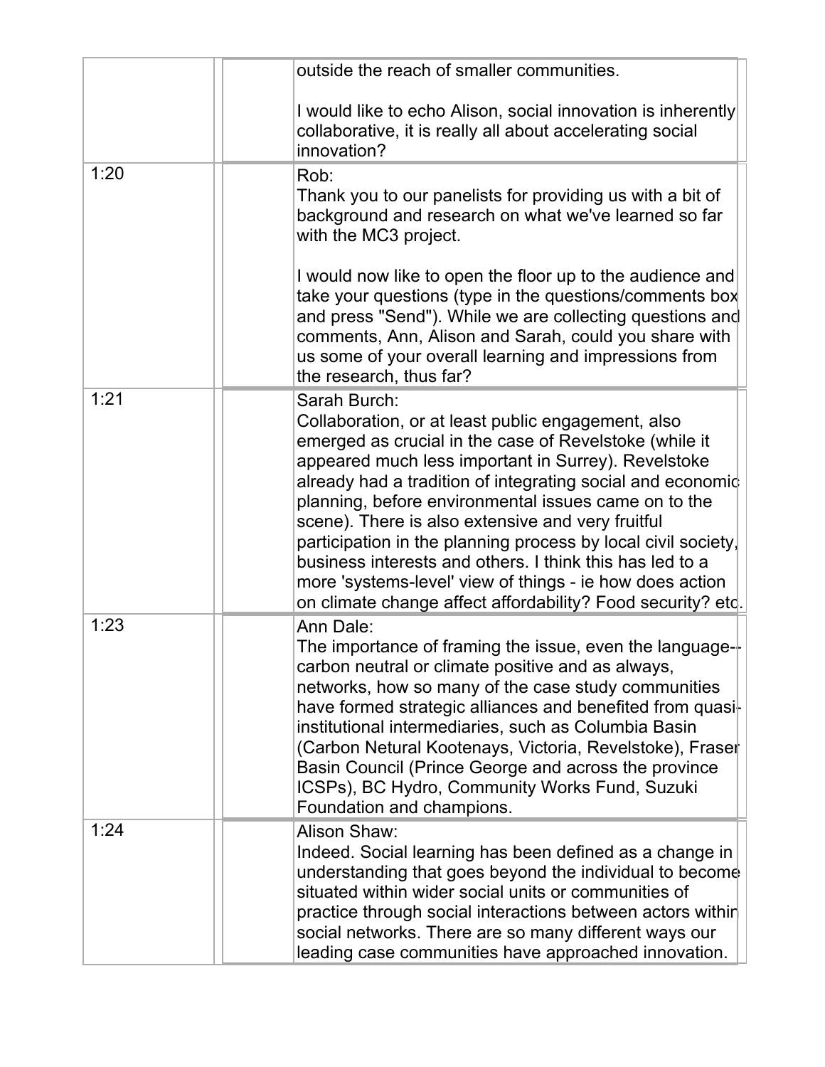| | | |
|---|---|---|
| | | outside the reach of smaller communities.<br><br>I would like to echo Alison, social innovation is inherently collaborative, it is really all about accelerating social innovation? |
| 1:20 | | Rob:<br>Thank you to our panelists for providing us with a bit of background and research on what we've learned so far with the MC3 project.<br><br>I would now like to open the floor up to the audience and take your questions (type in the questions/comments box and press "Send"). While we are collecting questions and comments, Ann, Alison and Sarah, could you share with us some of your overall learning and impressions from the research, thus far? |
| 1:21 | | Sarah Burch:<br>Collaboration, or at least public engagement, also emerged as crucial in the case of Revelstoke (while it appeared much less important in Surrey). Revelstoke already had a tradition of integrating social and economic planning, before environmental issues came on to the scene). There is also extensive and very fruitful participation in the planning process by local civil society, business interests and others. I think this has led to a more 'systems-level' view of things - ie how does action on climate change affect affordability? Food security? etc. |
| 1:23 | | Ann Dale:<br>The importance of framing the issue, even the language--carbon neutral or climate positive and as always, networks, how so many of the case study communities have formed strategic alliances and benefited from quasi-institutional intermediaries, such as Columbia Basin (Carbon Netural Kootenays, Victoria, Revelstoke), Fraser Basin Council (Prince George and across the province ICSPs), BC Hydro, Community Works Fund, Suzuki Foundation and champions. |
| 1:24 | | Alison Shaw:<br>Indeed. Social learning has been defined as a change in understanding that goes beyond the individual to become situated within wider social units or communities of practice through social interactions between actors within social networks. There are so many different ways our leading case communities have approached innovation. |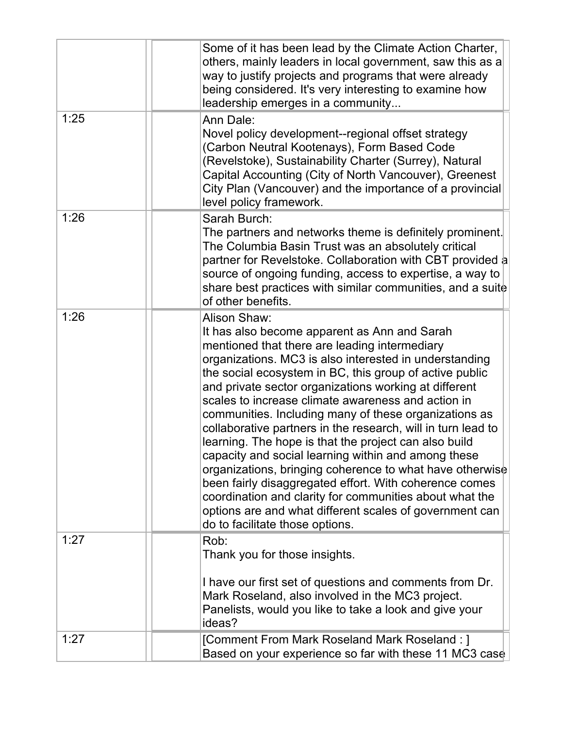| | | |
|---|---|---|
| | | Some of it has been lead by the Climate Action Charter, others, mainly leaders in local government, saw this as a way to justify projects and programs that were already being considered. It's very interesting to examine how leadership emerges in a community... |
| 1:25 | | Ann Dale:<br>Novel policy development--regional offset strategy (Carbon Neutral Kootenays), Form Based Code (Revelstoke), Sustainability Charter (Surrey), Natural Capital Accounting (City of North Vancouver), Greenest City Plan (Vancouver) and the importance of a provincial level policy framework. |
| 1:26 | | Sarah Burch:<br>The partners and networks theme is definitely prominent. The Columbia Basin Trust was an absolutely critical partner for Revelstoke. Collaboration with CBT provided a source of ongoing funding, access to expertise, a way to share best practices with similar communities, and a suite of other benefits. |
| 1:26 | | Alison Shaw:<br>It has also become apparent as Ann and Sarah mentioned that there are leading intermediary organizations. MC3 is also interested in understanding the social ecosystem in BC, this group of active public and private sector organizations working at different scales to increase climate awareness and action in communities. Including many of these organizations as collaborative partners in the research, will in turn lead to learning. The hope is that the project can also build capacity and social learning within and among these organizations, bringing coherence to what have otherwise been fairly disaggregated effort. With coherence comes coordination and clarity for communities about what the options are and what different scales of government can do to facilitate those options. |
| 1:27 | | Rob:<br>Thank you for those insights.<br><br>I have our first set of questions and comments from Dr. Mark Roseland, also involved in the MC3 project. Panelists, would you like to take a look and give your ideas? |
| 1:27 | | [Comment From Mark Roseland Mark Roseland : ]<br>Based on your experience so far with these 11 MC3 case |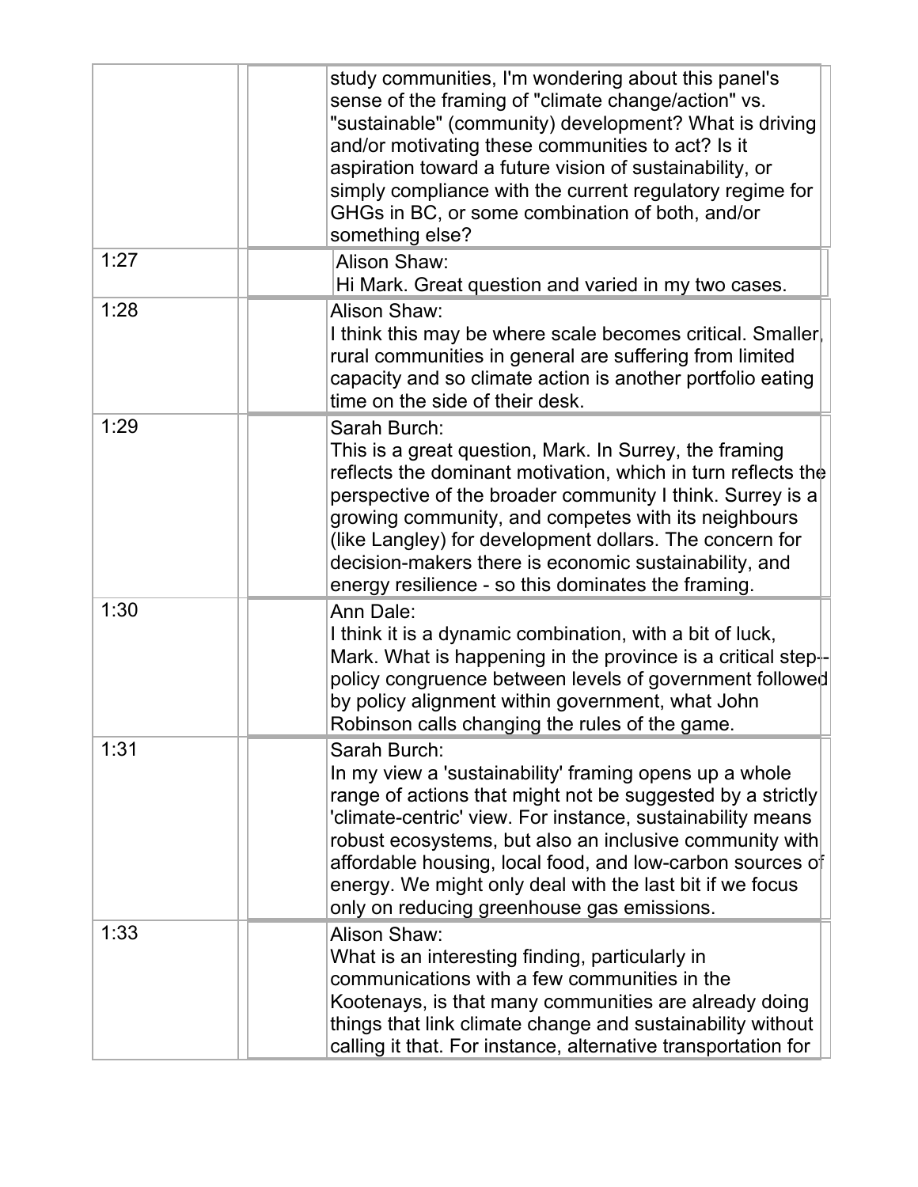| | | |
|---|---|---|
| | | study communities, I'm wondering about this panel's sense of the framing of "climate change/action" vs. "sustainable" (community) development? What is driving and/or motivating these communities to act? Is it aspiration toward a future vision of sustainability, or simply compliance with the current regulatory regime for GHGs in BC, or some combination of both, and/or something else? |
| 1:27 | | Alison Shaw:<br>Hi Mark. Great question and varied in my two cases. |
| 1:28 | | Alison Shaw:<br>I think this may be where scale becomes critical. Smaller, rural communities in general are suffering from limited capacity and so climate action is another portfolio eating time on the side of their desk. |
| 1:29 | | Sarah Burch:<br>This is a great question, Mark. In Surrey, the framing reflects the dominant motivation, which in turn reflects the perspective of the broader community I think. Surrey is a growing community, and competes with its neighbours (like Langley) for development dollars. The concern for decision-makers there is economic sustainability, and energy resilience - so this dominates the framing. |
| 1:30 | | Ann Dale:<br>I think it is a dynamic combination, with a bit of luck, Mark. What is happening in the province is a critical step--policy congruence between levels of government followed by policy alignment within government, what John Robinson calls changing the rules of the game. |
| 1:31 | | Sarah Burch:<br>In my view a 'sustainability' framing opens up a whole range of actions that might not be suggested by a strictly 'climate-centric' view. For instance, sustainability means robust ecosystems, but also an inclusive community with affordable housing, local food, and low-carbon sources of energy. We might only deal with the last bit if we focus only on reducing greenhouse gas emissions. |
| 1:33 | | Alison Shaw:<br>What is an interesting finding, particularly in communications with a few communities in the Kootenays, is that many communities are already doing things that link climate change and sustainability without calling it that. For instance, alternative transportation for |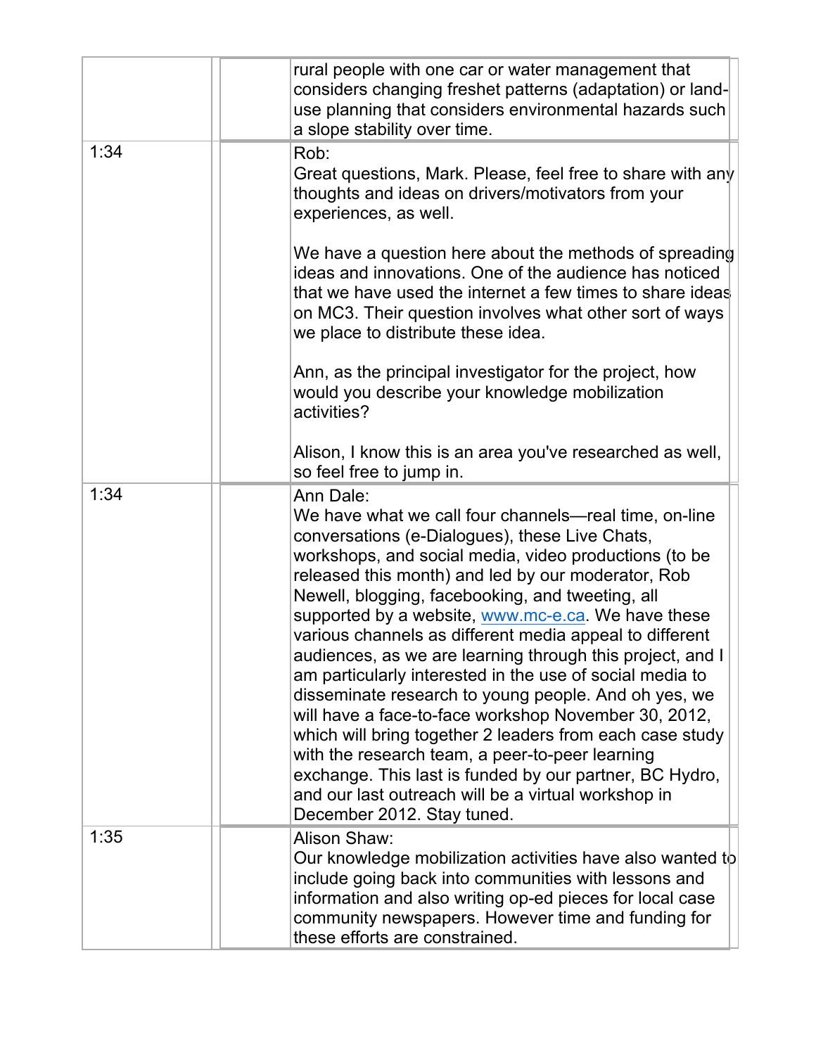| | | |
|---|---|---|
| | | rural people with one car or water management that considers changing freshet patterns (adaptation) or land-use planning that considers environmental hazards such a slope stability over time. |
| 1:34 | | Rob:<br>Great questions, Mark. Please, feel free to share with any thoughts and ideas on drivers/motivators from your experiences, as well.<br><br>We have a question here about the methods of spreading ideas and innovations. One of the audience has noticed that we have used the internet a few times to share ideas on MC3. Their question involves what other sort of ways we place to distribute these idea.<br><br>Ann, as the principal investigator for the project, how would you describe your knowledge mobilization activities?<br><br>Alison, I know this is an area you've researched as well, so feel free to jump in. |
| 1:34 | | Ann Dale:<br>We have what we call four channels—real time, on-line conversations (e-Dialogues), these Live Chats, workshops, and social media, video productions (to be released this month) and led by our moderator, Rob Newell, blogging, facebooking, and tweeting, all supported by a website, [www.mc-e.ca](http://www.mc-e.ca). We have these various channels as different media appeal to different audiences, as we are learning through this project, and I am particularly interested in the use of social media to disseminate research to young people. And oh yes, we will have a face-to-face workshop November 30, 2012, which will bring together 2 leaders from each case study with the research team, a peer-to-peer learning exchange. This last is funded by our partner, BC Hydro, and our last outreach will be a virtual workshop in December 2012. Stay tuned. |
| 1:35 | | Alison Shaw:<br>Our knowledge mobilization activities have also wanted to include going back into communities with lessons and information and also writing op-ed pieces for local case community newspapers. However time and funding for these efforts are constrained. |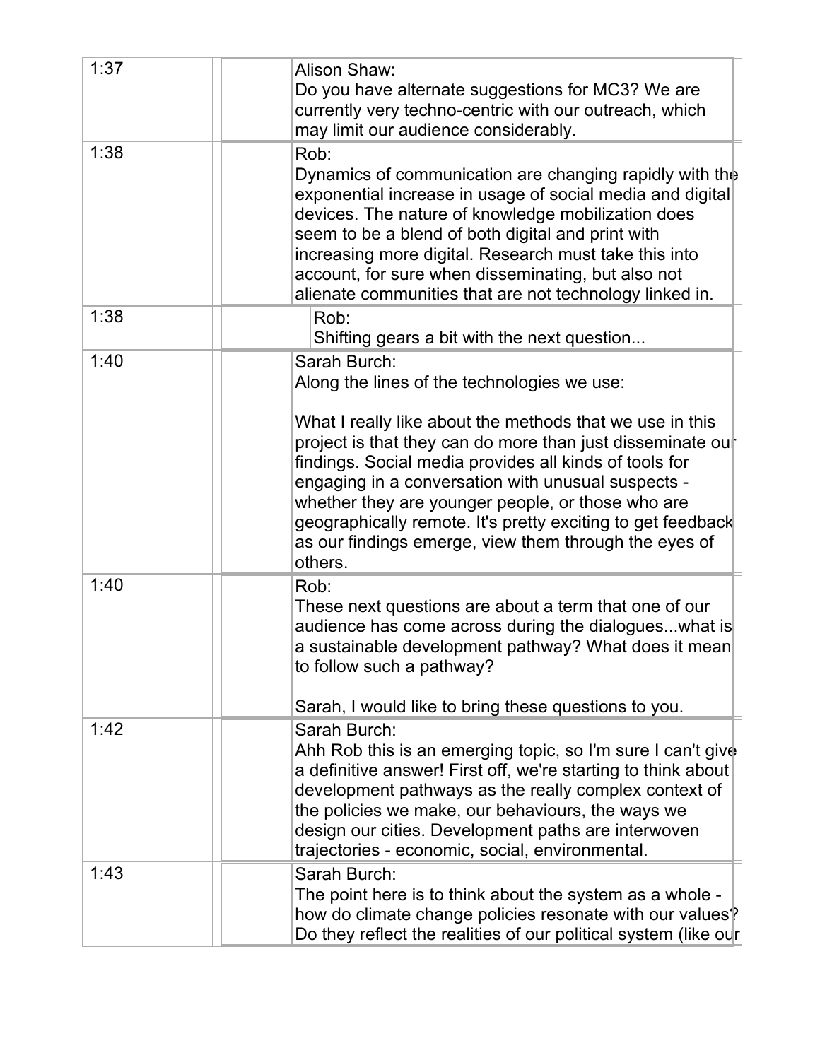| | | |
|---|---|---|
| 1:37 | | Alison Shaw:<br>Do you have alternate suggestions for MC3? We are currently very techno-centric with our outreach, which may limit our audience considerably. |
| 1:38 | | Rob:<br>Dynamics of communication are changing rapidly with the exponential increase in usage of social media and digital devices. The nature of knowledge mobilization does seem to be a blend of both digital and print with increasing more digital. Research must take this into account, for sure when disseminating, but also not alienate communities that are not technology linked in. |
| 1:38 | | Rob:<br>Shifting gears a bit with the next question... |
| 1:40 | | Sarah Burch:<br>Along the lines of the technologies we use:<br><br>What I really like about the methods that we use in this project is that they can do more than just disseminate our findings. Social media provides all kinds of tools for engaging in a conversation with unusual suspects - whether they are younger people, or those who are geographically remote. It's pretty exciting to get feedback as our findings emerge, view them through the eyes of others. |
| 1:40 | | Rob:<br>These next questions are about a term that one of our audience has come across during the dialogues...what is a sustainable development pathway? What does it mean to follow such a pathway?<br><br>Sarah, I would like to bring these questions to you. |
| 1:42 | | Sarah Burch:<br>Ahh Rob this is an emerging topic, so I'm sure I can't give a definitive answer! First off, we're starting to think about development pathways as the really complex context of the policies we make, our behaviours, the ways we design our cities. Development paths are interwoven trajectories - economic, social, environmental. |
| 1:43 | | Sarah Burch:<br>The point here is to think about the system as a whole - how do climate change policies resonate with our values? Do they reflect the realities of our political system (like our |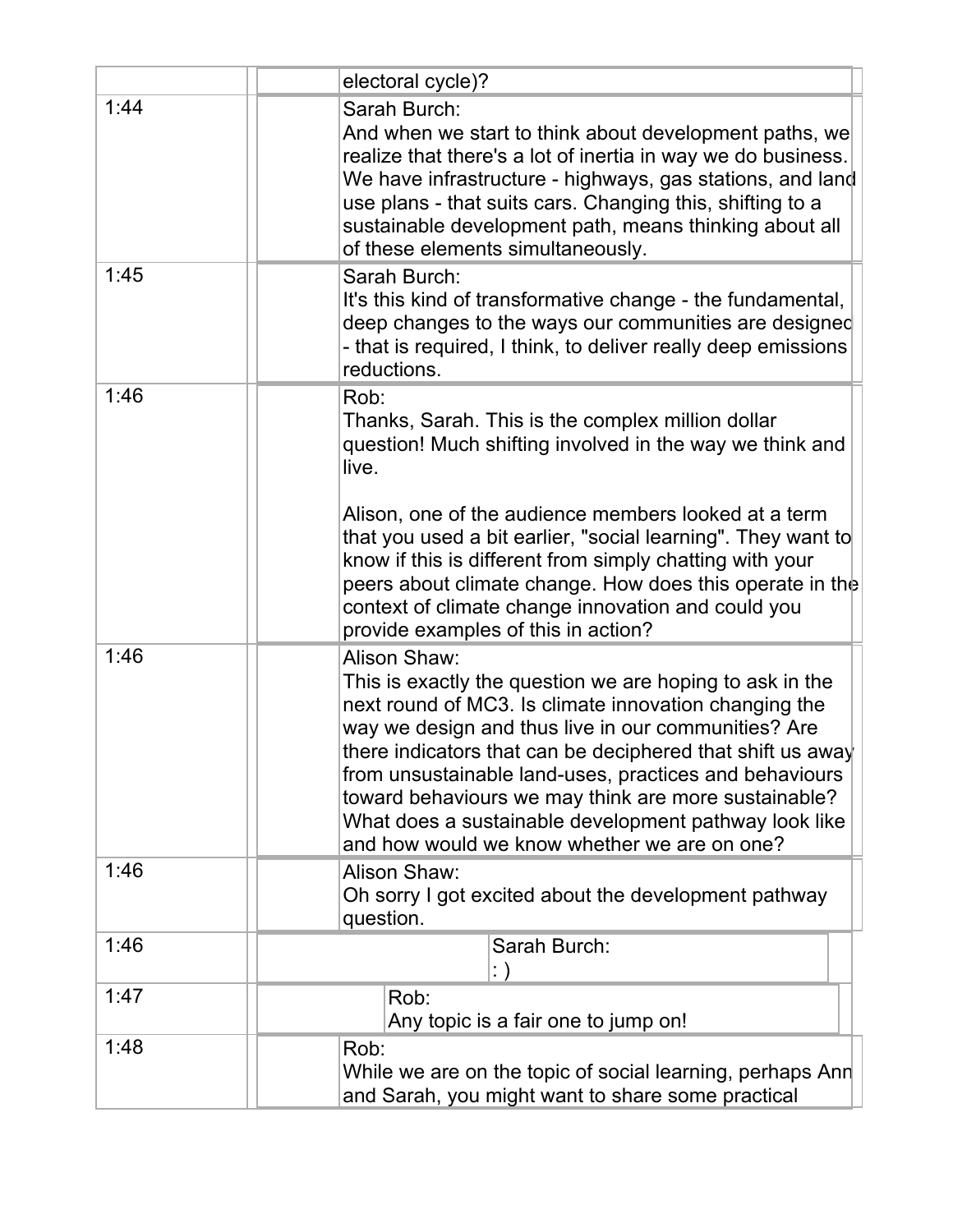| | | |
|---|---|---|
| | | electoral cycle)? |
| 1:44 | | Sarah Burch:<br>And when we start to think about development paths, we realize that there's a lot of inertia in way we do business. We have infrastructure - highways, gas stations, and land use plans - that suits cars. Changing this, shifting to a sustainable development path, means thinking about all of these elements simultaneously. |
| 1:45 | | Sarah Burch:<br>It's this kind of transformative change - the fundamental, deep changes to the ways our communities are designed - that is required, I think, to deliver really deep emissions reductions. |
| 1:46 | | Rob:<br>Thanks, Sarah. This is the complex million dollar question! Much shifting involved in the way we think and live.<br><br>Alison, one of the audience members looked at a term that you used a bit earlier, "social learning". They want to know if this is different from simply chatting with your peers about climate change. How does this operate in the context of climate change innovation and could you provide examples of this in action? |
| 1:46 | | Alison Shaw:<br>This is exactly the question we are hoping to ask in the next round of MC3. Is climate innovation changing the way we design and thus live in our communities? Are there indicators that can be deciphered that shift us away from unsustainable land-uses, practices and behaviours toward behaviours we may think are more sustainable? What does a sustainable development pathway look like and how would we know whether we are on one? |
| 1:46 | | Alison Shaw:<br>Oh sorry I got excited about the development pathway question. |
| 1:46 | | Sarah Burch:<br>: ) |
| 1:47 | | Rob:<br>Any topic is a fair one to jump on! |
| 1:48 | | Rob:<br>While we are on the topic of social learning, perhaps Ann and Sarah, you might want to share some practical |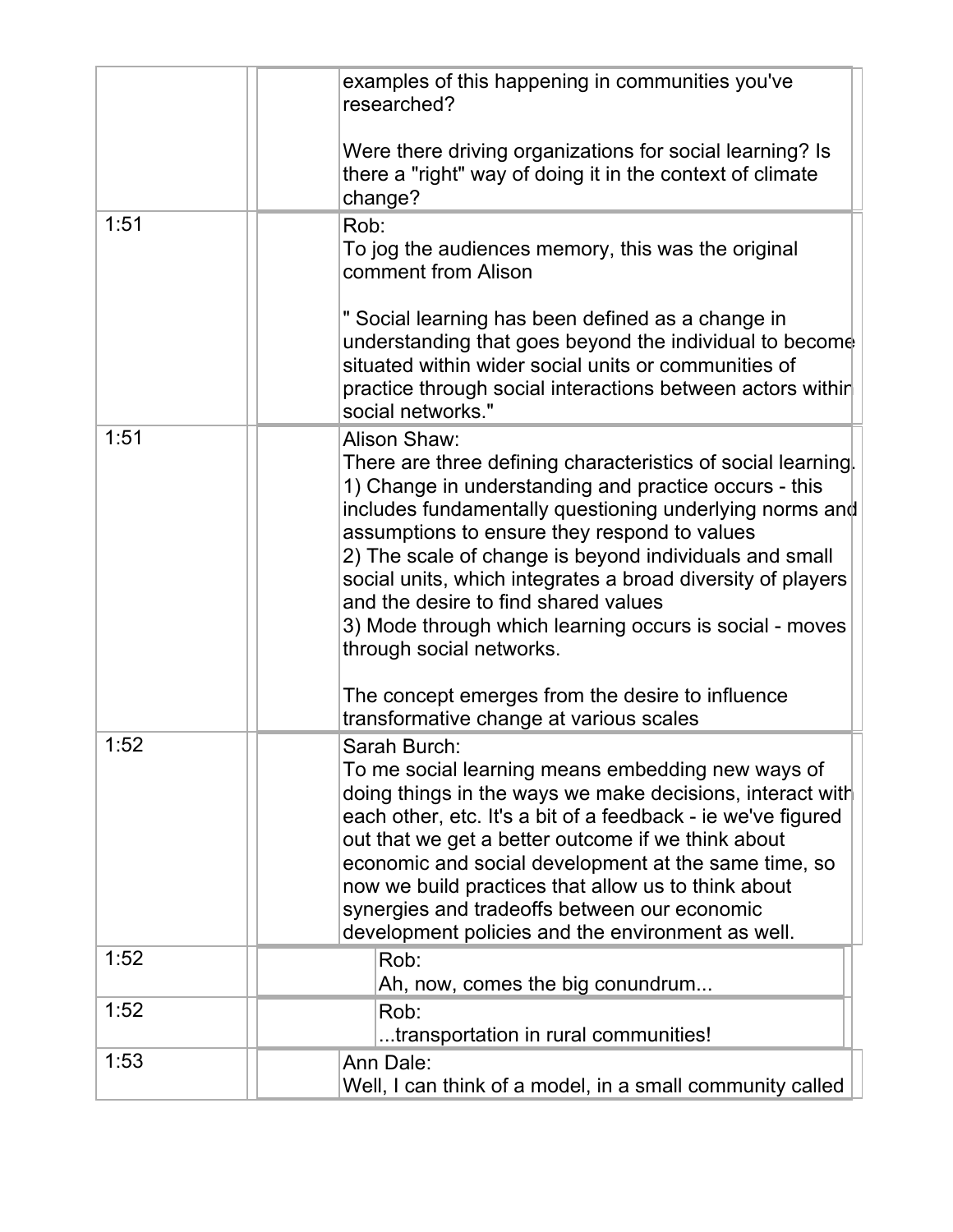| | |
|---|---|
| | examples of this happening in communities you've researched?<br><br>Were there driving organizations for social learning? Is there a "right" way of doing it in the context of climate change? |
| 1:51 | Rob:<br>To jog the audiences memory, this was the original comment from Alison<br><br>" Social learning has been defined as a change in understanding that goes beyond the individual to become situated within wider social units or communities of practice through social interactions between actors within social networks." |
| 1:51 | Alison Shaw:<br>There are three defining characteristics of social learning.<br>1) Change in understanding and practice occurs - this includes fundamentally questioning underlying norms and assumptions to ensure they respond to values<br>2) The scale of change is beyond individuals and small social units, which integrates a broad diversity of players and the desire to find shared values<br>3) Mode through which learning occurs is social - moves through social networks.<br><br>The concept emerges from the desire to influence transformative change at various scales |
| 1:52 | Sarah Burch:<br>To me social learning means embedding new ways of doing things in the ways we make decisions, interact with each other, etc. It's a bit of a feedback - ie we've figured out that we get a better outcome if we think about economic and social development at the same time, so now we build practices that allow us to think about synergies and tradeoffs between our economic development policies and the environment as well. |
| 1:52 | Rob:<br>Ah, now, comes the big conundrum... |
| 1:52 | Rob:<br>...transportation in rural communities! |
| 1:53 | Ann Dale:<br>Well, I can think of a model, in a small community called |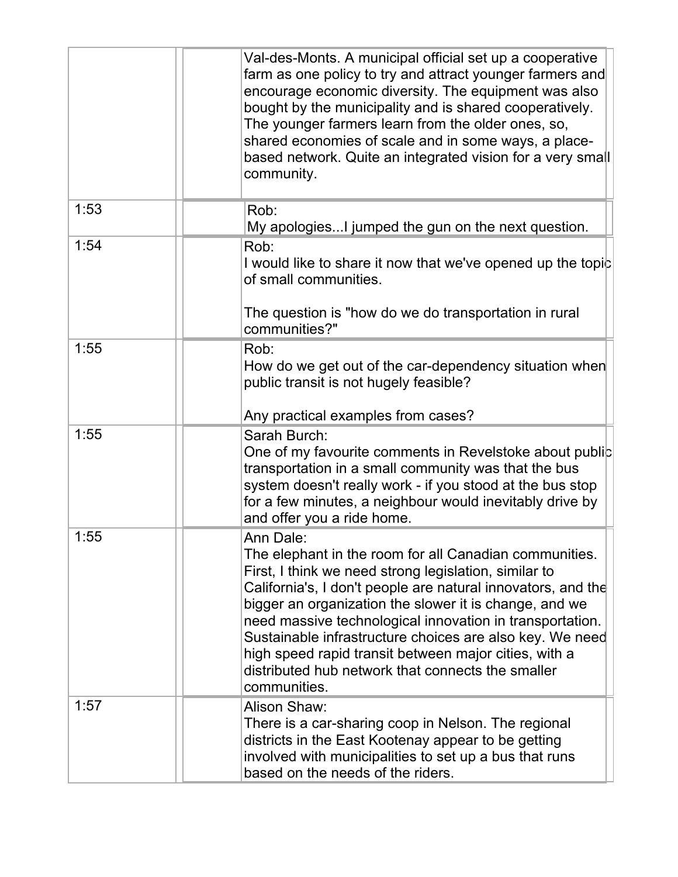| | | |
|---|---|---|
| | | Val-des-Monts. A municipal official set up a cooperative farm as one policy to try and attract younger farmers and encourage economic diversity. The equipment was also bought by the municipality and is shared cooperatively. The younger farmers learn from the older ones, so, shared economies of scale and in some ways, a place-based network. Quite an integrated vision for a very small community. |
| 1:53 | | Rob:<br>My apologies...I jumped the gun on the next question. |
| 1:54 | | Rob:<br>I would like to share it now that we've opened up the topic of small communities.<br><br>The question is "how do we do transportation in rural communities?" |
| 1:55 | | Rob:<br>How do we get out of the car-dependency situation when public transit is not hugely feasible?<br><br>Any practical examples from cases? |
| 1:55 | | Sarah Burch:<br>One of my favourite comments in Revelstoke about public transportation in a small community was that the bus system doesn't really work - if you stood at the bus stop for a few minutes, a neighbour would inevitably drive by and offer you a ride home. |
| 1:55 | | Ann Dale:<br>The elephant in the room for all Canadian communities. First, I think we need strong legislation, similar to California's, I don't people are natural innovators, and the bigger an organization the slower it is change, and we need massive technological innovation in transportation. Sustainable infrastructure choices are also key. We need high speed rapid transit between major cities, with a distributed hub network that connects the smaller communities. |
| 1:57 | | Alison Shaw:<br>There is a car-sharing coop in Nelson. The regional districts in the East Kootenay appear to be getting involved with municipalities to set up a bus that runs based on the needs of the riders. |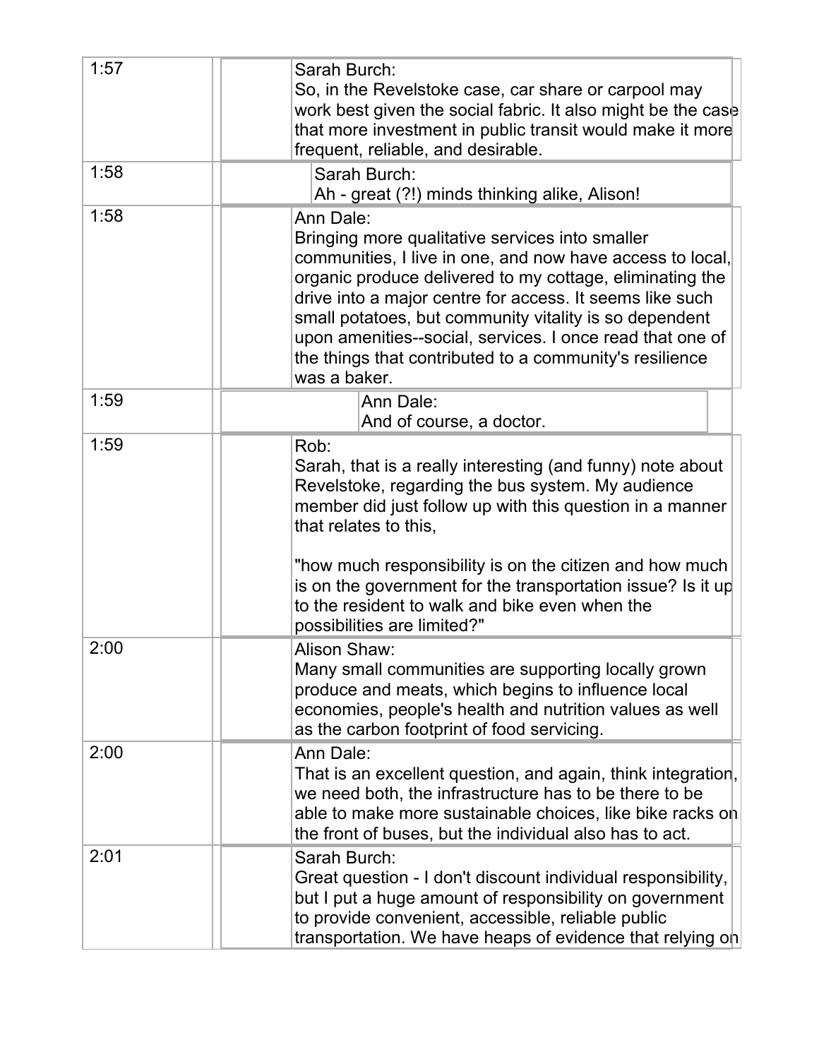| | |
|---|---|
| 1:57 | Sarah Burch:<br>So, in the Revelstoke case, car share or carpool may work best given the social fabric. It also might be the case that more investment in public transit would make it more frequent, reliable, and desirable. |
| 1:58 | Sarah Burch:<br>Ah - great (?!) minds thinking alike, Alison! |
| 1:58 | Ann Dale:<br>Bringing more qualitative services into smaller communities, I live in one, and now have access to local, organic produce delivered to my cottage, eliminating the drive into a major centre for access. It seems like such small potatoes, but community vitality is so dependent upon amenities--social, services. I once read that one of the things that contributed to a community's resilience was a baker. |
| 1:59 | Ann Dale:<br>And of course, a doctor. |
| 1:59 | Rob:<br>Sarah, that is a really interesting (and funny) note about Revelstoke, regarding the bus system. My audience member did just follow up with this question in a manner that relates to this,<br><br>"how much responsibility is on the citizen and how much is on the government for the transportation issue? Is it up to the resident to walk and bike even when the possibilities are limited?" |
| 2:00 | Alison Shaw:<br>Many small communities are supporting locally grown produce and meats, which begins to influence local economies, people's health and nutrition values as well as the carbon footprint of food servicing. |
| 2:00 | Ann Dale:<br>That is an excellent question, and again, think integration, we need both, the infrastructure has to be there to be able to make more sustainable choices, like bike racks on the front of buses, but the individual also has to act. |
| 2:01 | Sarah Burch:<br>Great question - I don't discount individual responsibility, but I put a huge amount of responsibility on government to provide convenient, accessible, reliable public transportation. We have heaps of evidence that relying on |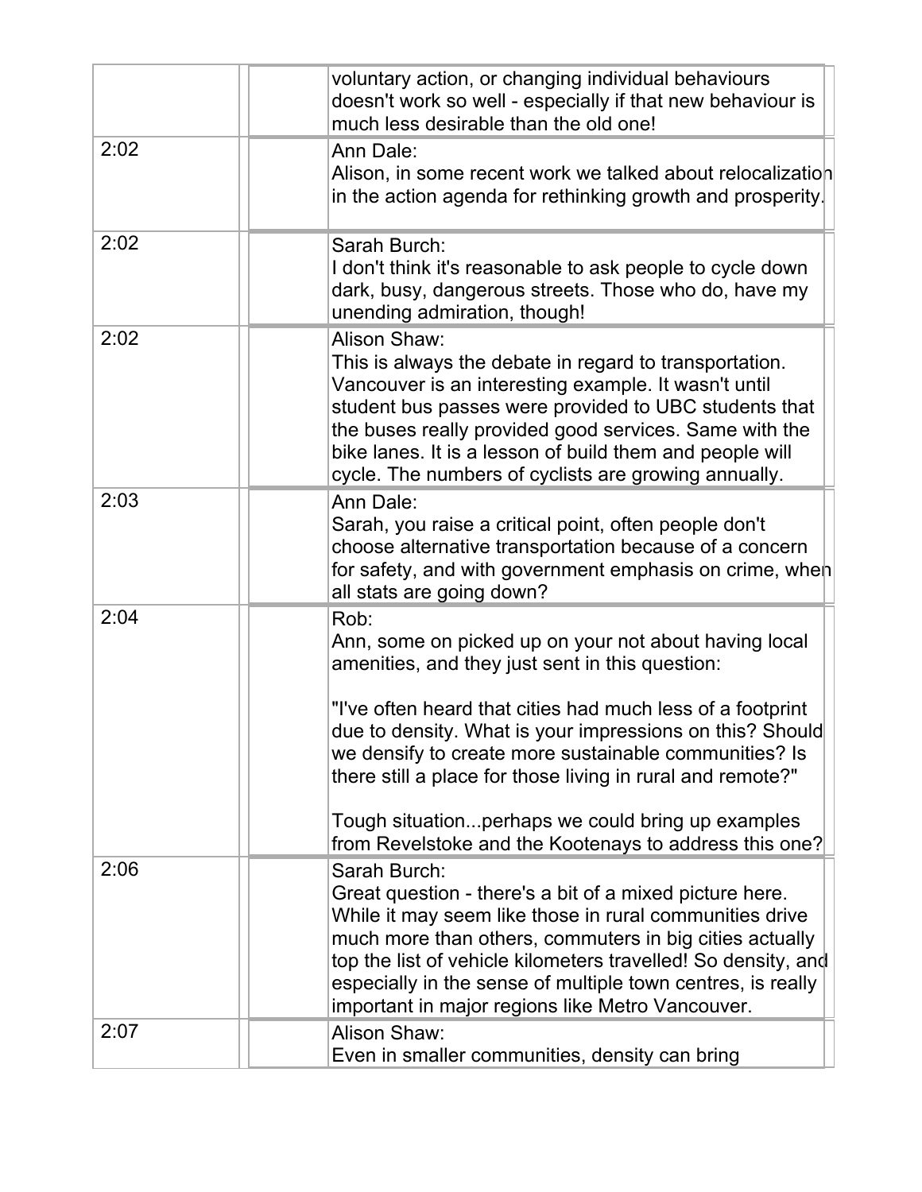| | | | |
|---|---|---|---|
| | | voluntary action, or changing individual behaviours doesn't work so well - especially if that new behaviour is much less desirable than the old one! | |
| 2:02 | | Ann Dale:<br>Alison, in some recent work we talked about relocalization in the action agenda for rethinking growth and prosperity. | |
| 2:02 | | Sarah Burch:<br>I don't think it's reasonable to ask people to cycle down dark, busy, dangerous streets. Those who do, have my unending admiration, though! | |
| 2:02 | | Alison Shaw:<br>This is always the debate in regard to transportation. Vancouver is an interesting example. It wasn't until student bus passes were provided to UBC students that the buses really provided good services. Same with the bike lanes. It is a lesson of build them and people will cycle. The numbers of cyclists are growing annually. | |
| 2:03 | | Ann Dale:<br>Sarah, you raise a critical point, often people don't choose alternative transportation because of a concern for safety, and with government emphasis on crime, when all stats are going down? | |
| 2:04 | | Rob:<br>Ann, some on picked up on your not about having local amenities, and they just sent in this question:<br><br>"I've often heard that cities had much less of a footprint due to density. What is your impressions on this? Should we densify to create more sustainable communities? Is there still a place for those living in rural and remote?"<br><br>Tough situation...perhaps we could bring up examples from Revelstoke and the Kootenays to address this one? | |
| 2:06 | | Sarah Burch:<br>Great question - there's a bit of a mixed picture here. While it may seem like those in rural communities drive much more than others, commuters in big cities actually top the list of vehicle kilometers travelled! So density, and especially in the sense of multiple town centres, is really important in major regions like Metro Vancouver. | |
| 2:07 | | Alison Shaw:<br>Even in smaller communities, density can bring | |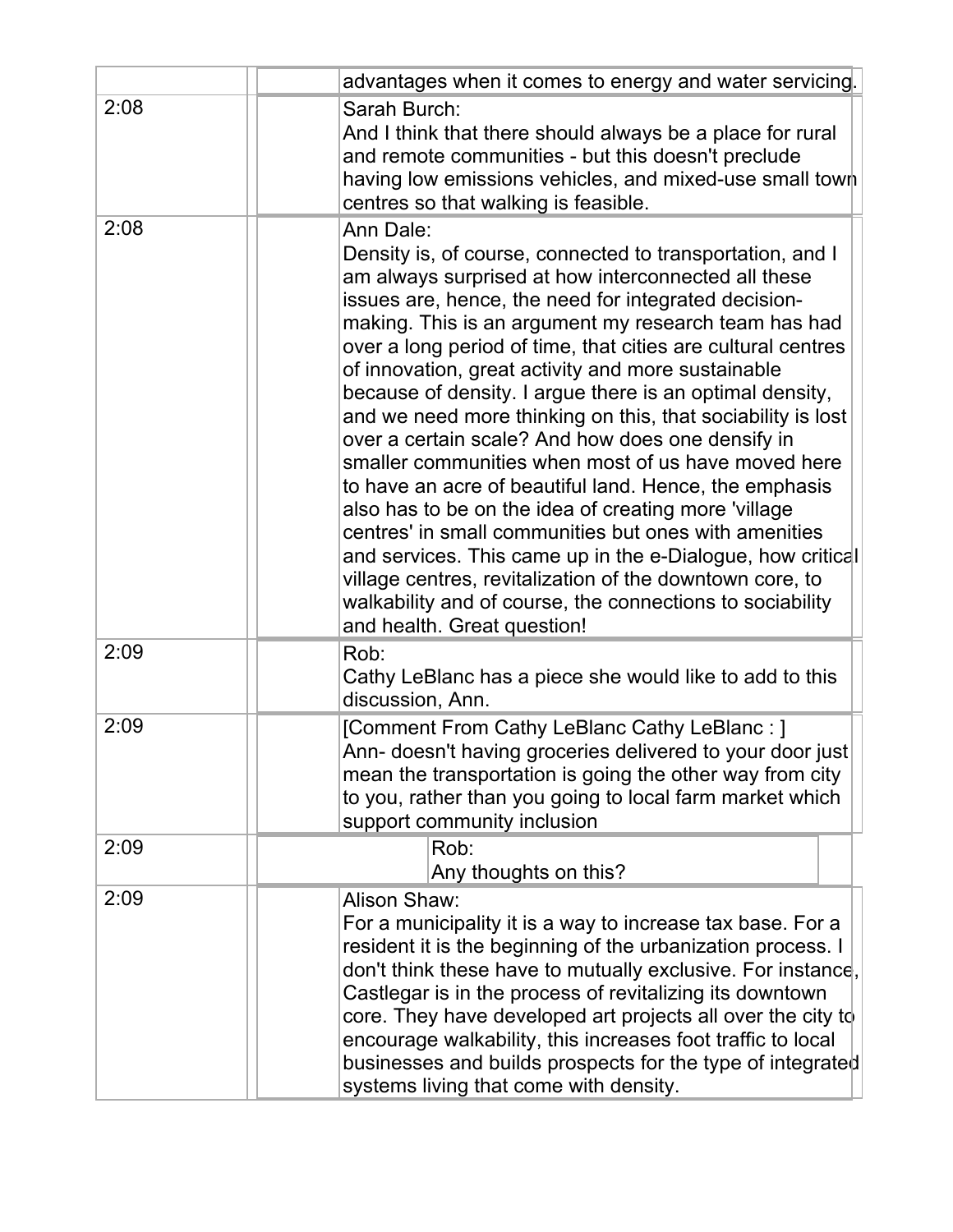| | |
|---|---|
| | advantages when it comes to energy and water servicing. |
| 2:08 | Sarah Burch:<br>And I think that there should always be a place for rural and remote communities - but this doesn't preclude having low emissions vehicles, and mixed-use small town centres so that walking is feasible. |
| 2:08 | Ann Dale:<br>Density is, of course, connected to transportation, and I am always surprised at how interconnected all these issues are, hence, the need for integrated decision-making. This is an argument my research team has had over a long period of time, that cities are cultural centres of innovation, great activity and more sustainable because of density. I argue there is an optimal density, and we need more thinking on this, that sociability is lost over a certain scale? And how does one densify in smaller communities when most of us have moved here to have an acre of beautiful land. Hence, the emphasis also has to be on the idea of creating more 'village centres' in small communities but ones with amenities and services. This came up in the e-Dialogue, how critical village centres, revitalization of the downtown core, to walkability and of course, the connections to sociability and health. Great question! |
| 2:09 | Rob:<br>Cathy LeBlanc has a piece she would like to add to this discussion, Ann. |
| 2:09 | [Comment From Cathy LeBlanc Cathy LeBlanc : ]<br>Ann- doesn't having groceries delivered to your door just mean the transportation is going the other way from city to you, rather than you going to local farm market which support community inclusion |
| 2:09 | Rob:<br>Any thoughts on this? |
| 2:09 | Alison Shaw:<br>For a municipality it is a way to increase tax base. For a resident it is the beginning of the urbanization process. I don't think these have to mutually exclusive. For instance, Castlegar is in the process of revitalizing its downtown core. They have developed art projects all over the city to encourage walkability, this increases foot traffic to local businesses and builds prospects for the type of integrated systems living that come with density. |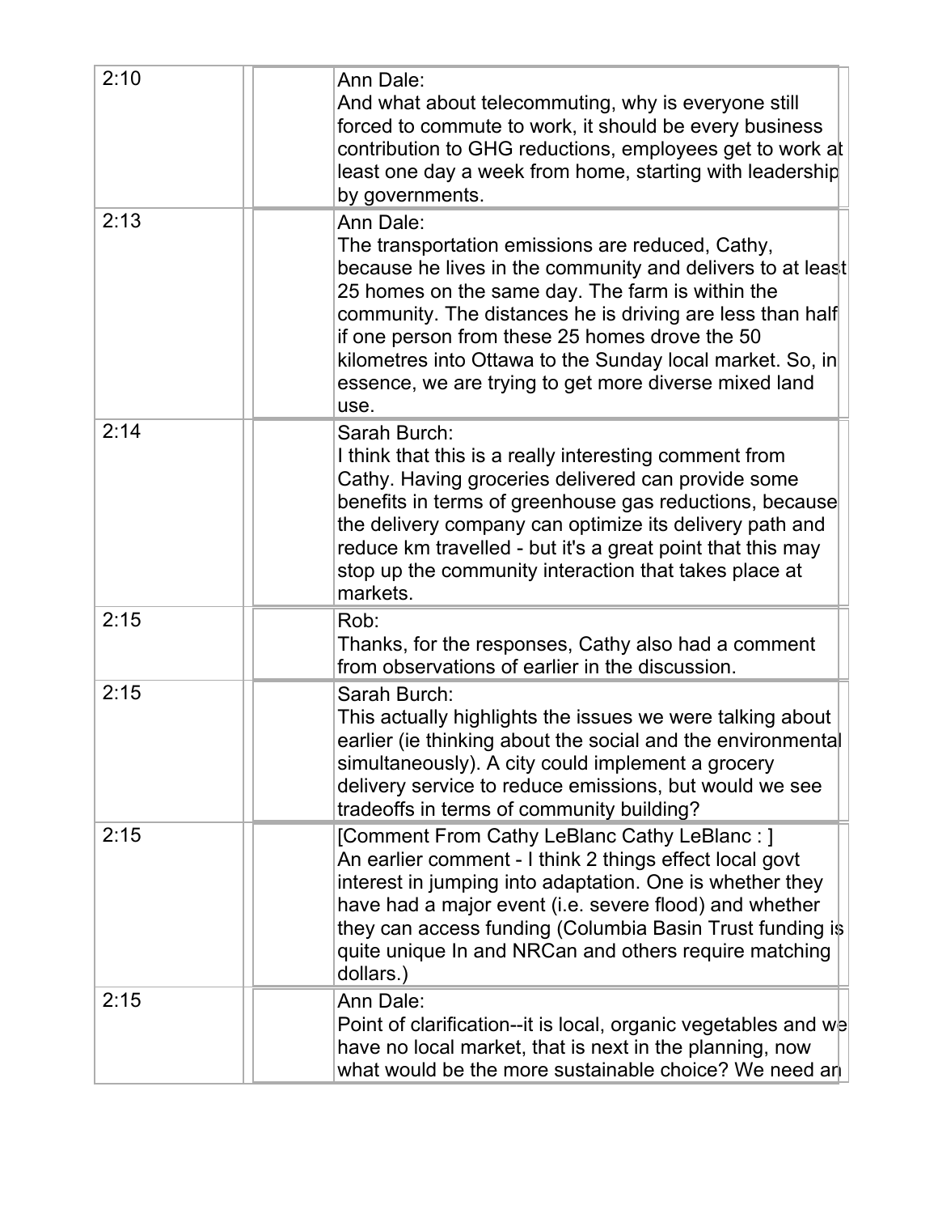| | | |
|---|---|---|
| 2:10 | | Ann Dale:<br>And what about telecommuting, why is everyone still forced to commute to work, it should be every business contribution to GHG reductions, employees get to work at least one day a week from home, starting with leadership by governments. |
| 2:13 | | Ann Dale:<br>The transportation emissions are reduced, Cathy, because he lives in the community and delivers to at least 25 homes on the same day. The farm is within the community. The distances he is driving are less than half if one person from these 25 homes drove the 50 kilometres into Ottawa to the Sunday local market. So, in essence, we are trying to get more diverse mixed land use. |
| 2:14 | | Sarah Burch:<br>I think that this is a really interesting comment from Cathy. Having groceries delivered can provide some benefits in terms of greenhouse gas reductions, because the delivery company can optimize its delivery path and reduce km travelled - but it's a great point that this may stop up the community interaction that takes place at markets. |
| 2:15 | | Rob:<br>Thanks, for the responses, Cathy also had a comment from observations of earlier in the discussion. |
| 2:15 | | Sarah Burch:<br>This actually highlights the issues we were talking about earlier (ie thinking about the social and the environmental simultaneously). A city could implement a grocery delivery service to reduce emissions, but would we see tradeoffs in terms of community building? |
| 2:15 | | [Comment From Cathy LeBlanc Cathy LeBlanc : ]<br>An earlier comment - I think 2 things effect local govt interest in jumping into adaptation. One is whether they have had a major event (i.e. severe flood) and whether they can access funding (Columbia Basin Trust funding is quite unique In and NRCan and others require matching dollars.) |
| 2:15 | | Ann Dale:<br>Point of clarification--it is local, organic vegetables and we have no local market, that is next in the planning, now what would be the more sustainable choice? We need an |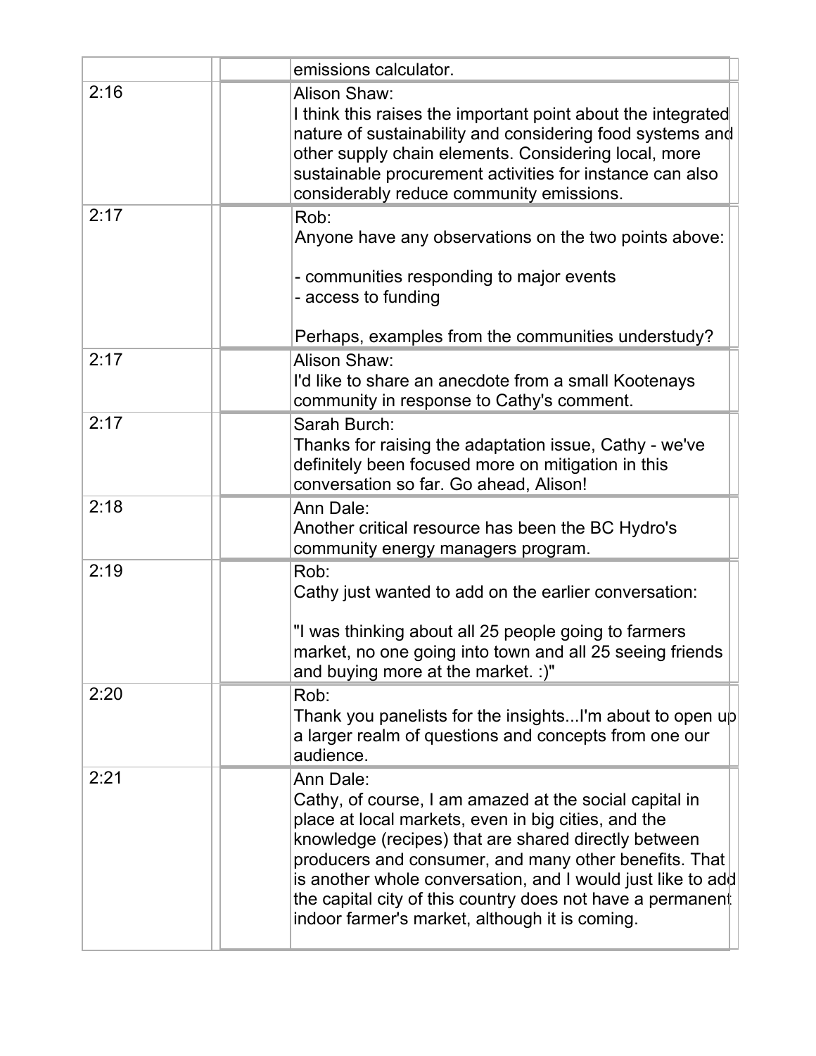| | | |
|---|---|---|
| | | emissions calculator. |
| 2:16 | | Alison Shaw:<br>I think this raises the important point about the integrated nature of sustainability and considering food systems and other supply chain elements. Considering local, more sustainable procurement activities for instance can also considerably reduce community emissions. |
| 2:17 | | Rob:<br>Anyone have any observations on the two points above:<br><br>- communities responding to major events<br>- access to funding<br><br>Perhaps, examples from the communities understudy? |
| 2:17 | | Alison Shaw:<br>I'd like to share an anecdote from a small Kootenays community in response to Cathy's comment. |
| 2:17 | | Sarah Burch:<br>Thanks for raising the adaptation issue, Cathy - we've definitely been focused more on mitigation in this conversation so far. Go ahead, Alison! |
| 2:18 | | Ann Dale:<br>Another critical resource has been the BC Hydro's community energy managers program. |
| 2:19 | | Rob:<br>Cathy just wanted to add on the earlier conversation:<br><br>"I was thinking about all 25 people going to farmers market, no one going into town and all 25 seeing friends and buying more at the market. :)" |
| 2:20 | | Rob:<br>Thank you panelists for the insights...I'm about to open up a larger realm of questions and concepts from one our audience. |
| 2:21 | | Ann Dale:<br>Cathy, of course, I am amazed at the social capital in place at local markets, even in big cities, and the knowledge (recipes) that are shared directly between producers and consumer, and many other benefits. That is another whole conversation, and I would just like to add the capital city of this country does not have a permanent indoor farmer's market, although it is coming. |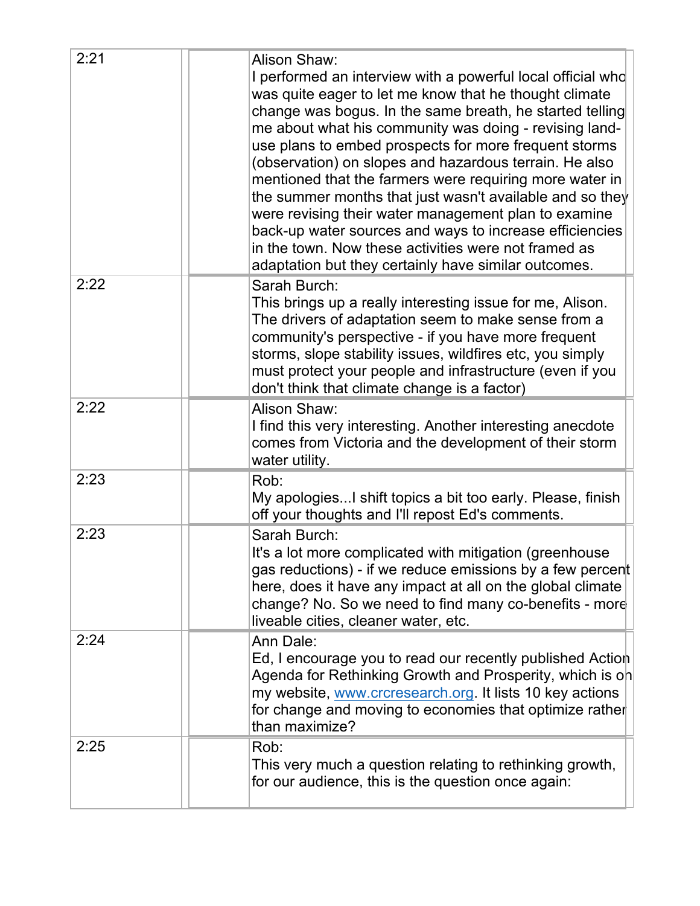| | | |
|---|---|---|
| 2:21 | | Alison Shaw:<br>I performed an interview with a powerful local official who was quite eager to let me know that he thought climate change was bogus. In the same breath, he started telling me about what his community was doing - revising land-use plans to embed prospects for more frequent storms (observation) on slopes and hazardous terrain. He also mentioned that the farmers were requiring more water in the summer months that just wasn't available and so they were revising their water management plan to examine back-up water sources and ways to increase efficiencies in the town. Now these activities were not framed as adaptation but they certainly have similar outcomes. |
| 2:22 | | Sarah Burch:<br>This brings up a really interesting issue for me, Alison. The drivers of adaptation seem to make sense from a community's perspective - if you have more frequent storms, slope stability issues, wildfires etc, you simply must protect your people and infrastructure (even if you don't think that climate change is a factor) |
| 2:22 | | Alison Shaw:<br>I find this very interesting. Another interesting anecdote comes from Victoria and the development of their storm water utility. |
| 2:23 | | Rob:<br>My apologies...I shift topics a bit too early. Please, finish off your thoughts and I'll repost Ed's comments. |
| 2:23 | | Sarah Burch:<br>It's a lot more complicated with mitigation (greenhouse gas reductions) - if we reduce emissions by a few percent here, does it have any impact at all on the global climate change? No. So we need to find many co-benefits - more liveable cities, cleaner water, etc. |
| 2:24 | | Ann Dale:<br>Ed, I encourage you to read our recently published Action Agenda for Rethinking Growth and Prosperity, which is on my website, [www.crcresearch.org](http://www.crcresearch.org). It lists 10 key actions for change and moving to economies that optimize rather than maximize? |
| 2:25 | | Rob:<br>This very much a question relating to rethinking growth, for our audience, this is the question once again: |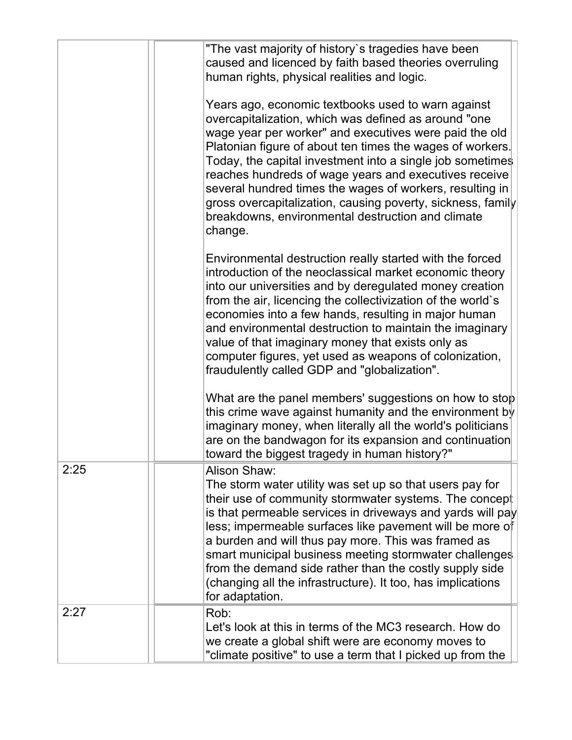| | | |
|---|---|---|
| | | "The vast majority of history`s tragedies have been caused and licenced by faith based theories overruling human rights, physical realities and logic.<br><br>Years ago, economic textbooks used to warn against overcapitalization, which was defined as around "one wage year per worker" and executives were paid the old Platonian figure of about ten times the wages of workers. Today, the capital investment into a single job sometimes reaches hundreds of wage years and executives receive several hundred times the wages of workers, resulting in gross overcapitalization, causing poverty, sickness, family breakdowns, environmental destruction and climate change.<br><br>Environmental destruction really started with the forced introduction of the neoclassical market economic theory into our universities and by deregulated money creation from the air, licencing the collectivization of the world`s economies into a few hands, resulting in major human and environmental destruction to maintain the imaginary value of that imaginary money that exists only as computer figures, yet used as weapons of colonization, fraudulently called GDP and "globalization".<br><br>What are the panel members' suggestions on how to stop this crime wave against humanity and the environment by imaginary money, when literally all the world's politicians are on the bandwagon for its expansion and continuation toward the biggest tragedy in human history?" |
| 2:25 | | Alison Shaw:<br>The storm water utility was set up so that users pay for their use of community stormwater systems. The concept is that permeable services in driveways and yards will pay less; impermeable surfaces like pavement will be more of a burden and will thus pay more. This was framed as smart municipal business meeting stormwater challenges from the demand side rather than the costly supply side (changing all the infrastructure). It too, has implications for adaptation. |
| 2:27 | | Rob:<br>Let's look at this in terms of the MC3 research. How do we create a global shift were are economy moves to "climate positive" to use a term that I picked up from the |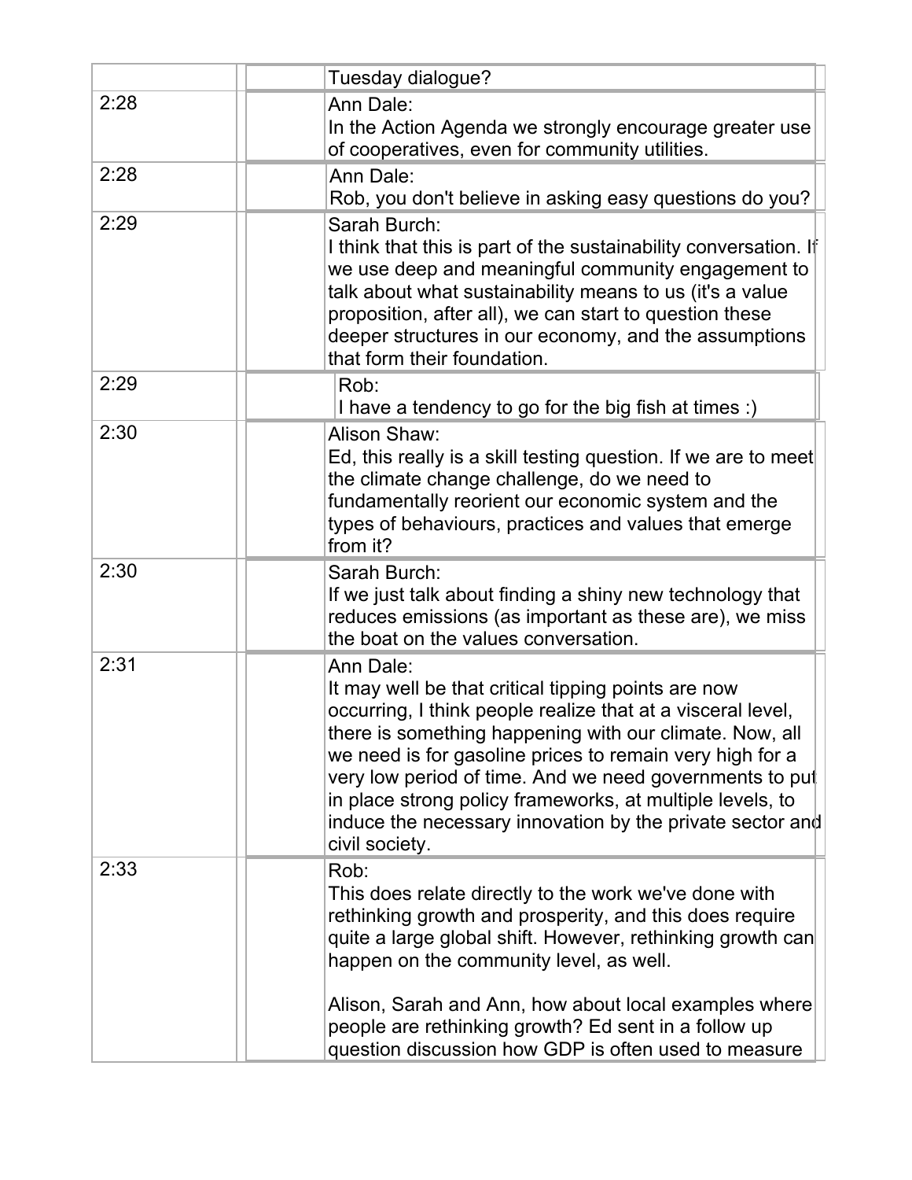| | | |
|---|---|---|
| | | Tuesday dialogue? |
| 2:28 | | Ann Dale:<br>In the Action Agenda we strongly encourage greater use of cooperatives, even for community utilities. |
| 2:28 | | Ann Dale:<br>Rob, you don't believe in asking easy questions do you? |
| 2:29 | | Sarah Burch:<br>I think that this is part of the sustainability conversation. If we use deep and meaningful community engagement to talk about what sustainability means to us (it's a value proposition, after all), we can start to question these deeper structures in our economy, and the assumptions that form their foundation. |
| 2:29 | | Rob:<br>I have a tendency to go for the big fish at times :) |
| 2:30 | | Alison Shaw:<br>Ed, this really is a skill testing question. If we are to meet the climate change challenge, do we need to fundamentally reorient our economic system and the types of behaviours, practices and values that emerge from it? |
| 2:30 | | Sarah Burch:<br>If we just talk about finding a shiny new technology that reduces emissions (as important as these are), we miss the boat on the values conversation. |
| 2:31 | | Ann Dale:<br>It may well be that critical tipping points are now occurring, I think people realize that at a visceral level, there is something happening with our climate. Now, all we need is for gasoline prices to remain very high for a very low period of time. And we need governments to put in place strong policy frameworks, at multiple levels, to induce the necessary innovation by the private sector and civil society. |
| 2:33 | | Rob:<br>This does relate directly to the work we've done with rethinking growth and prosperity, and this does require quite a large global shift. However, rethinking growth can happen on the community level, as well.<br><br>Alison, Sarah and Ann, how about local examples where people are rethinking growth? Ed sent in a follow up question discussion how GDP is often used to measure |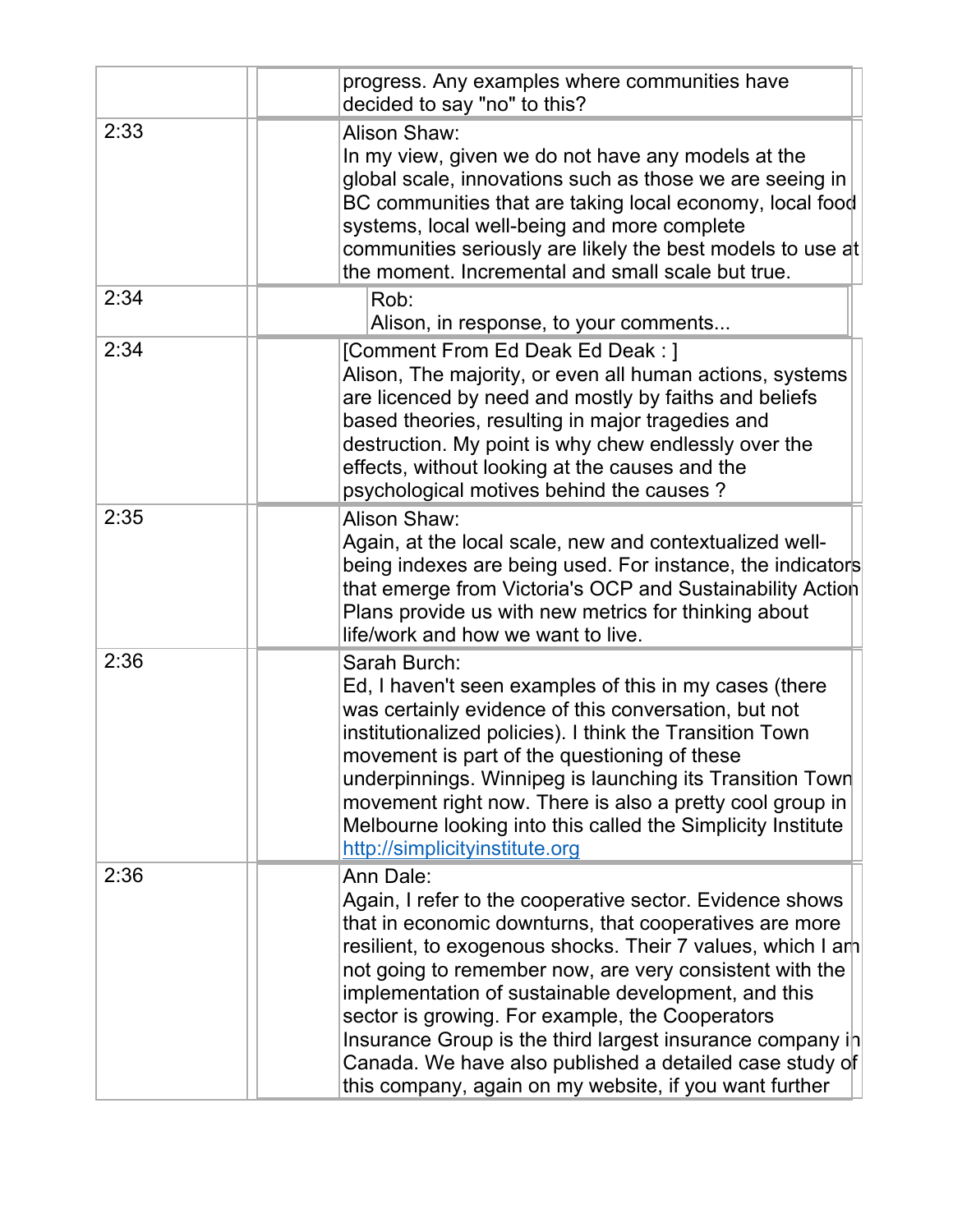| | | |
|---|---|---|
| | | progress. Any examples where communities have decided to say "no" to this? |
| 2:33 | | Alison Shaw:<br>In my view, given we do not have any models at the global scale, innovations such as those we are seeing in BC communities that are taking local economy, local food systems, local well-being and more complete communities seriously are likely the best models to use at the moment. Incremental and small scale but true. |
| 2:34 | | Rob:<br>Alison, in response, to your comments... |
| 2:34 | | [Comment From Ed Deak Ed Deak : ]<br>Alison, The majority, or even all human actions, systems are licenced by need and mostly by faiths and beliefs based theories, resulting in major tragedies and destruction. My point is why chew endlessly over the effects, without looking at the causes and the psychological motives behind the causes ? |
| 2:35 | | Alison Shaw:<br>Again, at the local scale, new and contextualized well-being indexes are being used. For instance, the indicators that emerge from Victoria's OCP and Sustainability Action Plans provide us with new metrics for thinking about life/work and how we want to live. |
| 2:36 | | Sarah Burch:<br>Ed, I haven't seen examples of this in my cases (there was certainly evidence of this conversation, but not institutionalized policies). I think the Transition Town movement is part of the questioning of these underpinnings. Winnipeg is launching its Transition Town movement right now. There is also a pretty cool group in Melbourne looking into this called the Simplicity Institute http://simplicityinstitute.org |
| 2:36 | | Ann Dale:<br>Again, I refer to the cooperative sector. Evidence shows that in economic downturns, that cooperatives are more resilient, to exogenous shocks. Their 7 values, which I am not going to remember now, are very consistent with the implementation of sustainable development, and this sector is growing. For example, the Cooperators Insurance Group is the third largest insurance company in Canada. We have also published a detailed case study of this company, again on my website, if you want further |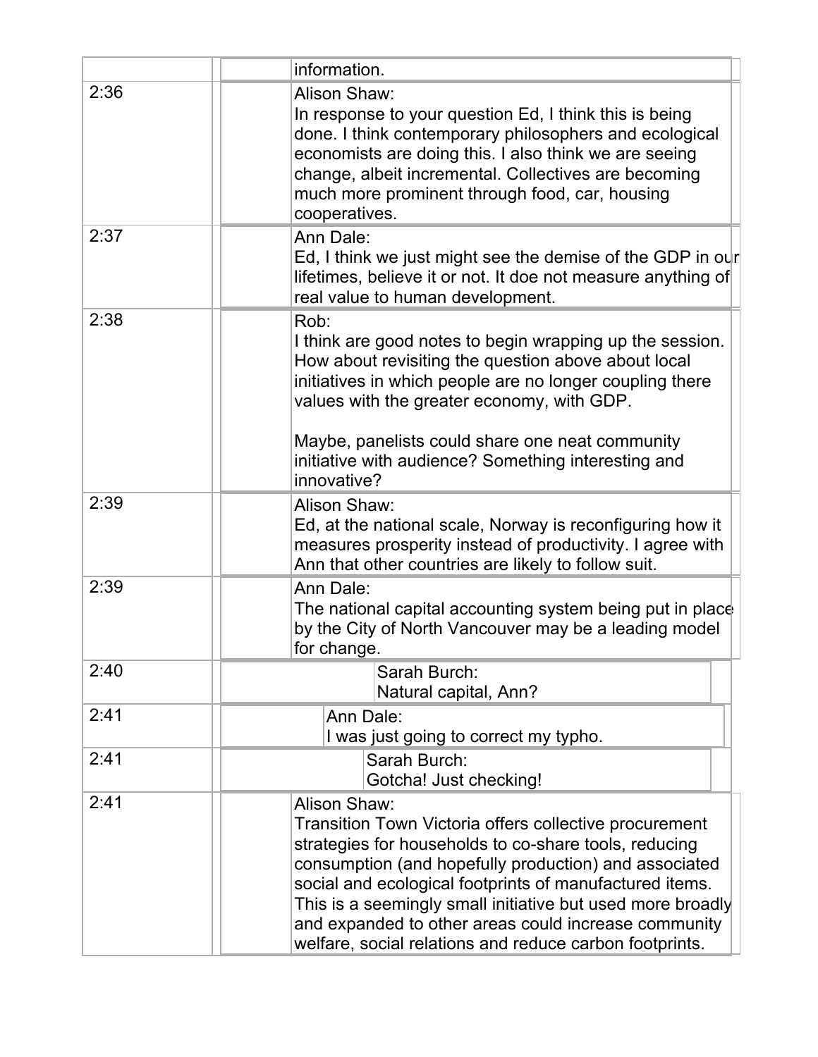| | | |
|---|---|---|
| | | information. |
| 2:36 | | Alison Shaw:<br>In response to your question Ed, I think this is being done. I think contemporary philosophers and ecological economists are doing this. I also think we are seeing change, albeit incremental. Collectives are becoming much more prominent through food, car, housing cooperatives. |
| 2:37 | | Ann Dale:<br>Ed, I think we just might see the demise of the GDP in our lifetimes, believe it or not. It doe not measure anything of real value to human development. |
| 2:38 | | Rob:<br>I think are good notes to begin wrapping up the session. How about revisiting the question above about local initiatives in which people are no longer coupling there values with the greater economy, with GDP.<br><br>Maybe, panelists could share one neat community initiative with audience? Something interesting and innovative? |
| 2:39 | | Alison Shaw:<br>Ed, at the national scale, Norway is reconfiguring how it measures prosperity instead of productivity. I agree with Ann that other countries are likely to follow suit. |
| 2:39 | | Ann Dale:<br>The national capital accounting system being put in place by the City of North Vancouver may be a leading model for change. |
| 2:40 | | Sarah Burch:<br>Natural capital, Ann? |
| 2:41 | | Ann Dale:<br>I was just going to correct my typho. |
| 2:41 | | Sarah Burch:<br>Gotcha! Just checking! |
| 2:41 | | Alison Shaw:<br>Transition Town Victoria offers collective procurement strategies for households to co-share tools, reducing consumption (and hopefully production) and associated social and ecological footprints of manufactured items. This is a seemingly small initiative but used more broadly and expanded to other areas could increase community welfare, social relations and reduce carbon footprints. |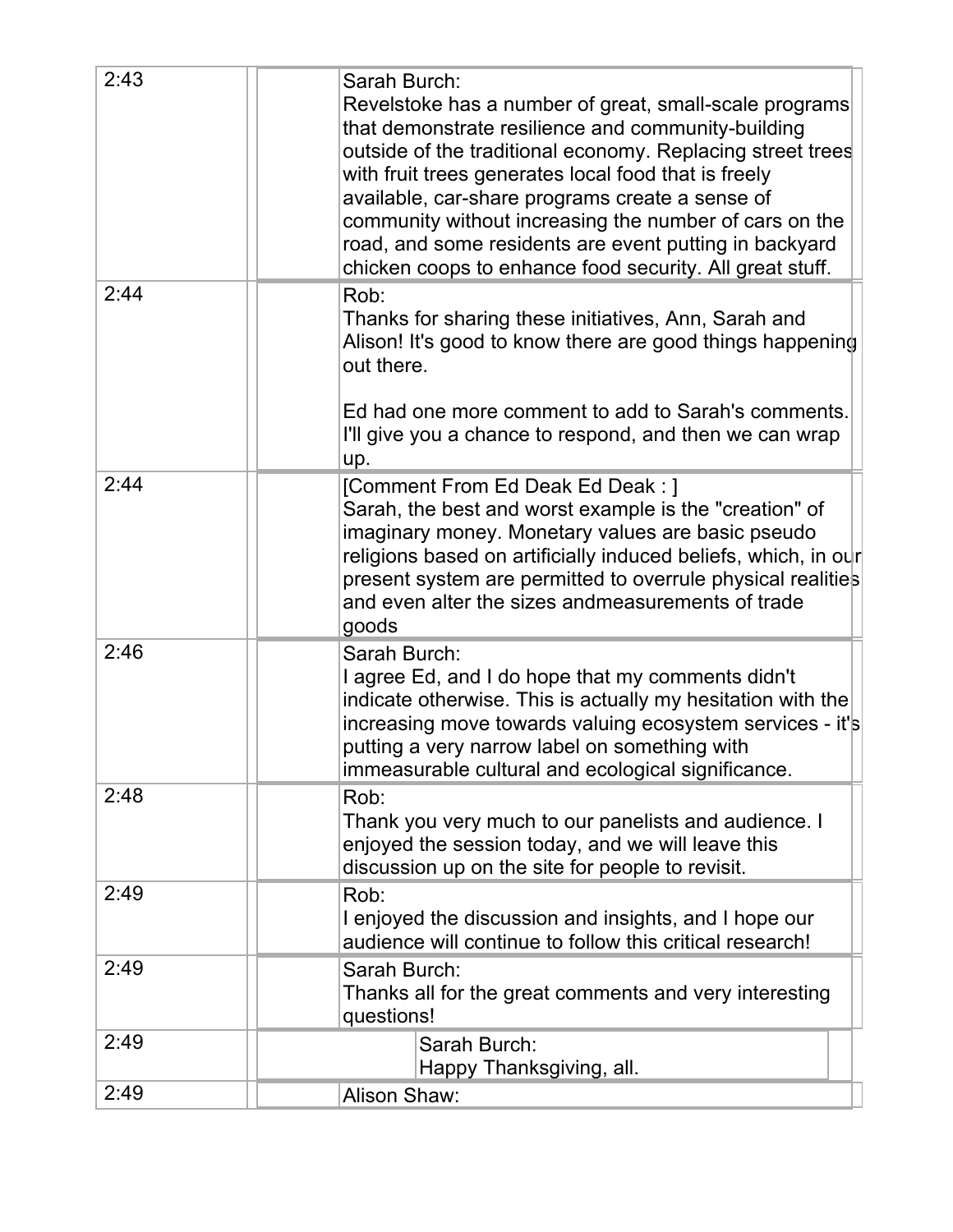| | | |
|---|---|---|
| 2:43 | | Sarah Burch:<br>Revelstoke has a number of great, small-scale programs that demonstrate resilience and community-building outside of the traditional economy. Replacing street trees with fruit trees generates local food that is freely available, car-share programs create a sense of community without increasing the number of cars on the road, and some residents are event putting in backyard chicken coops to enhance food security. All great stuff. |
| 2:44 | | Rob:<br>Thanks for sharing these initiatives, Ann, Sarah and Alison! It's good to know there are good things happening out there.<br><br>Ed had one more comment to add to Sarah's comments. I'll give you a chance to respond, and then we can wrap up. |
| 2:44 | | [Comment From Ed Deak Ed Deak : ]<br>Sarah, the best and worst example is the "creation" of imaginary money. Monetary values are basic pseudo religions based on artificially induced beliefs, which, in our present system are permitted to overrule physical realities and even alter the sizes andmeasurements of trade goods |
| 2:46 | | Sarah Burch:<br>I agree Ed, and I do hope that my comments didn't indicate otherwise. This is actually my hesitation with the increasing move towards valuing ecosystem services - it's putting a very narrow label on something with immeasurable cultural and ecological significance. |
| 2:48 | | Rob:<br>Thank you very much to our panelists and audience. I enjoyed the session today, and we will leave this discussion up on the site for people to revisit. |
| 2:49 | | Rob:<br>I enjoyed the discussion and insights, and I hope our audience will continue to follow this critical research! |
| 2:49 | | Sarah Burch:<br>Thanks all for the great comments and very interesting questions! |
| 2:49 | | Sarah Burch:<br>Happy Thanksgiving, all. |
| 2:49 | | Alison Shaw: |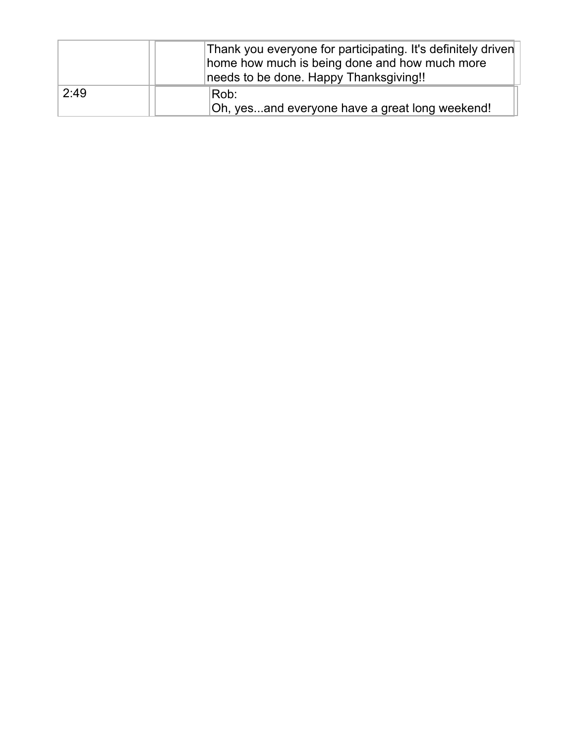| | | |
|---|---|---|
| | | Thank you everyone for participating. It's definitely driven home how much is being done and how much more needs to be done. Happy Thanksgiving!! |
| 2:49 | | Rob:<br>Oh, yes...and everyone have a great long weekend! |